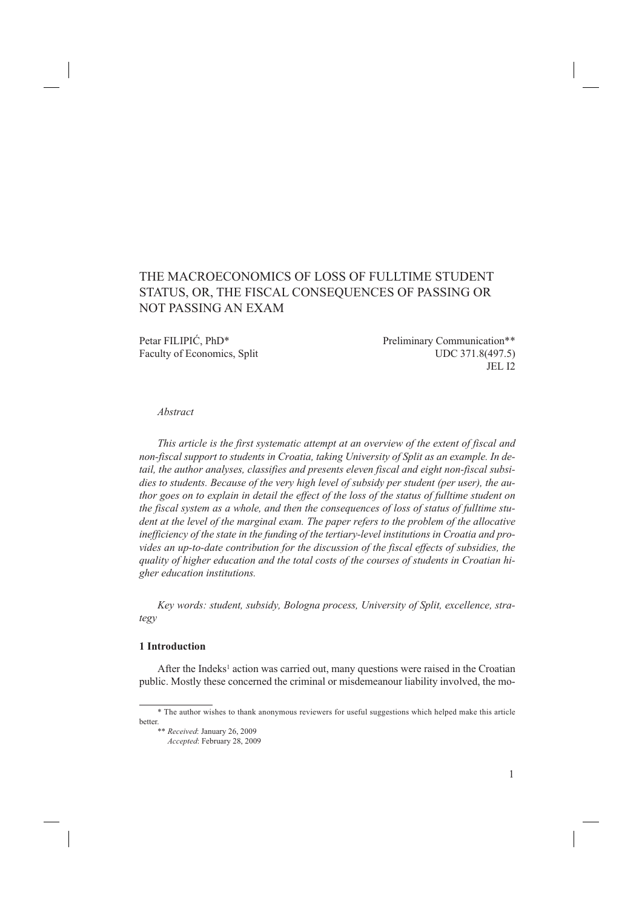# THE MACROECONOMICS OF LOSS OF FULLTIME STUDENT STATUS, OR, THE FISCAL CONSEQUENCES OF PASSING OR NOT PASSING AN EXAM

Petar FILIPIĆ, PhD*
Faculty of Economics, Split

Preliminary Communication**
UDC 371.8(497.5)
JEL I2

*Abstract*

*This article is the first systematic attempt at an overview of the extent of fiscal and non-fiscal support to students in Croatia, taking University of Split as an example. In detail, the author analyses, classifies and presents eleven fiscal and eight non-fiscal subsidies to students. Because of the very high level of subsidy per student (per user), the author goes on to explain in detail the effect of the loss of the status of fulltime student on the fiscal system as a whole, and then the consequences of loss of status of fulltime student at the level of the marginal exam. The paper refers to the problem of the allocative inefficiency of the state in the funding of the tertiary-level institutions in Croatia and provides an up-to-date contribution for the discussion of the fiscal effects of subsidies, the quality of higher education and the total costs of the courses of students in Croatian higher education institutions.*

*Key words: student, subsidy, Bologna process, University of Split, excellence, strategy*

## 1 Introduction

After the Indeks[1] action was carried out, many questions were raised in the Croatian public. Mostly these concerned the criminal or misdemeanour liability involved, the mo-

---

\* The author wishes to thank anonymous reviewers for useful suggestions which helped make this article better.

\*\* *Received*: January 26, 2009
*Accepted*: February 28, 2009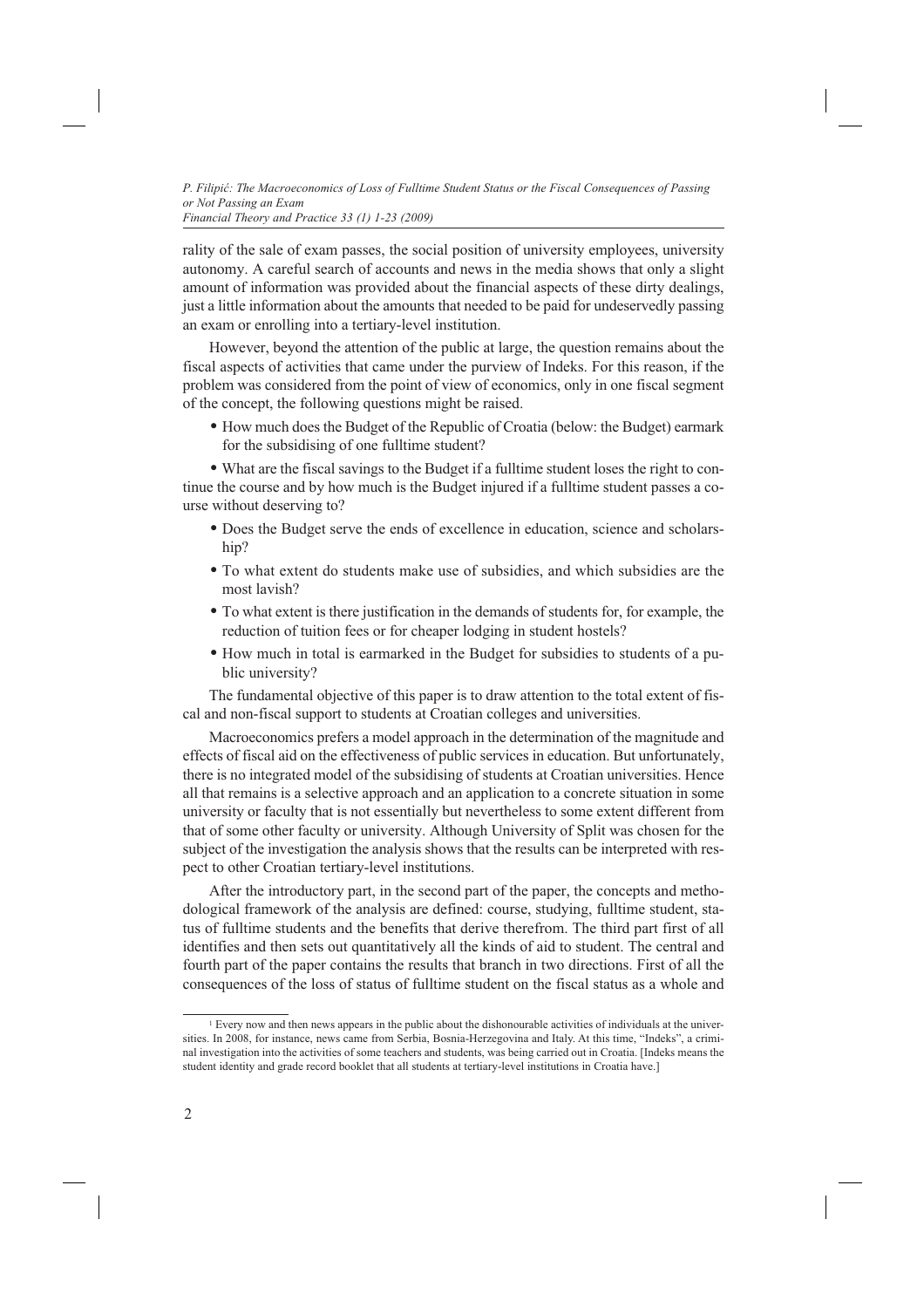rality of the sale of exam passes, the social position of university employees, university autonomy. A careful search of accounts and news in the media shows that only a slight amount of information was provided about the financial aspects of these dirty dealings, just a little information about the amounts that needed to be paid for undeservedly passing an exam or enrolling into a tertiary-level institution.

However, beyond the attention of the public at large, the question remains about the fiscal aspects of activities that came under the purview of Indeks. For this reason, if the problem was considered from the point of view of economics, only in one fiscal segment of the concept, the following questions might be raised.

- How much does the Budget of the Republic of Croatia (below: the Budget) earmark for the subsidising of one fulltime student?
- What are the fiscal savings to the Budget if a fulltime student loses the right to continue the course and by how much is the Budget injured if a fulltime student passes a course without deserving to?
- Does the Budget serve the ends of excellence in education, science and scholarship?
- To what extent do students make use of subsidies, and which subsidies are the most lavish?
- To what extent is there justification in the demands of students for, for example, the reduction of tuition fees or for cheaper lodging in student hostels?
- How much in total is earmarked in the Budget for subsidies to students of a public university?

The fundamental objective of this paper is to draw attention to the total extent of fiscal and non-fiscal support to students at Croatian colleges and universities.

Macroeconomics prefers a model approach in the determination of the magnitude and effects of fiscal aid on the effectiveness of public services in education. But unfortunately, there is no integrated model of the subsidising of students at Croatian universities. Hence all that remains is a selective approach and an application to a concrete situation in some university or faculty that is not essentially but nevertheless to some extent different from that of some other faculty or university. Although University of Split was chosen for the subject of the investigation the analysis shows that the results can be interpreted with respect to other Croatian tertiary-level institutions.

After the introductory part, in the second part of the paper, the concepts and methodological framework of the analysis are defined: course, studying, fulltime student, status of fulltime students and the benefits that derive therefrom. The third part first of all identifies and then sets out quantitatively all the kinds of aid to student. The central and fourth part of the paper contains the results that branch in two directions. First of all the consequences of the loss of status of fulltime student on the fiscal status as a whole and

---

[1] Every now and then news appears in the public about the dishonourable activities of individuals at the universities. In 2008, for instance, news came from Serbia, Bosnia-Herzegovina and Italy. At this time, "Indeks", a criminal investigation into the activities of some teachers and students, was being carried out in Croatia. [Indeks means the student identity and grade record booklet that all students at tertiary-level institutions in Croatia have.]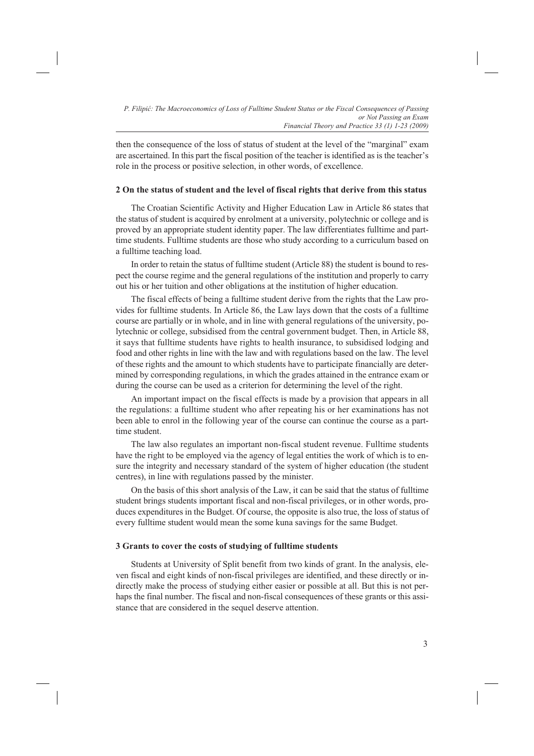then the consequence of the loss of status of student at the level of the "marginal" exam are ascertained. In this part the fiscal position of the teacher is identified as is the teacher's role in the process or positive selection, in other words, of excellence.

## 2 On the status of student and the level of fiscal rights that derive from this status

The Croatian Scientific Activity and Higher Education Law in Article 86 states that the status of student is acquired by enrolment at a university, polytechnic or college and is proved by an appropriate student identity paper. The law differentiates fulltime and part-time students. Fulltime students are those who study according to a curriculum based on a fulltime teaching load.

In order to retain the status of fulltime student (Article 88) the student is bound to respect the course regime and the general regulations of the institution and properly to carry out his or her tuition and other obligations at the institution of higher education.

The fiscal effects of being a fulltime student derive from the rights that the Law provides for fulltime students. In Article 86, the Law lays down that the costs of a fulltime course are partially or in whole, and in line with general regulations of the university, polytechnic or college, subsidised from the central government budget. Then, in Article 88, it says that fulltime students have rights to health insurance, to subsidised lodging and food and other rights in line with the law and with regulations based on the law. The level of these rights and the amount to which students have to participate financially are determined by corresponding regulations, in which the grades attained in the entrance exam or during the course can be used as a criterion for determining the level of the right.

An important impact on the fiscal effects is made by a provision that appears in all the regulations: a fulltime student who after repeating his or her examinations has not been able to enrol in the following year of the course can continue the course as a part-time student.

The law also regulates an important non-fiscal student revenue. Fulltime students have the right to be employed via the agency of legal entities the work of which is to ensure the integrity and necessary standard of the system of higher education (the student centres), in line with regulations passed by the minister.

On the basis of this short analysis of the Law, it can be said that the status of fulltime student brings students important fiscal and non-fiscal privileges, or in other words, produces expenditures in the Budget. Of course, the opposite is also true, the loss of status of every fulltime student would mean the some kuna savings for the same Budget.

## 3 Grants to cover the costs of studying of fulltime students

Students at University of Split benefit from two kinds of grant. In the analysis, eleven fiscal and eight kinds of non-fiscal privileges are identified, and these directly or indirectly make the process of studying either easier or possible at all. But this is not perhaps the final number. The fiscal and non-fiscal consequences of these grants or this assistance that are considered in the sequel deserve attention.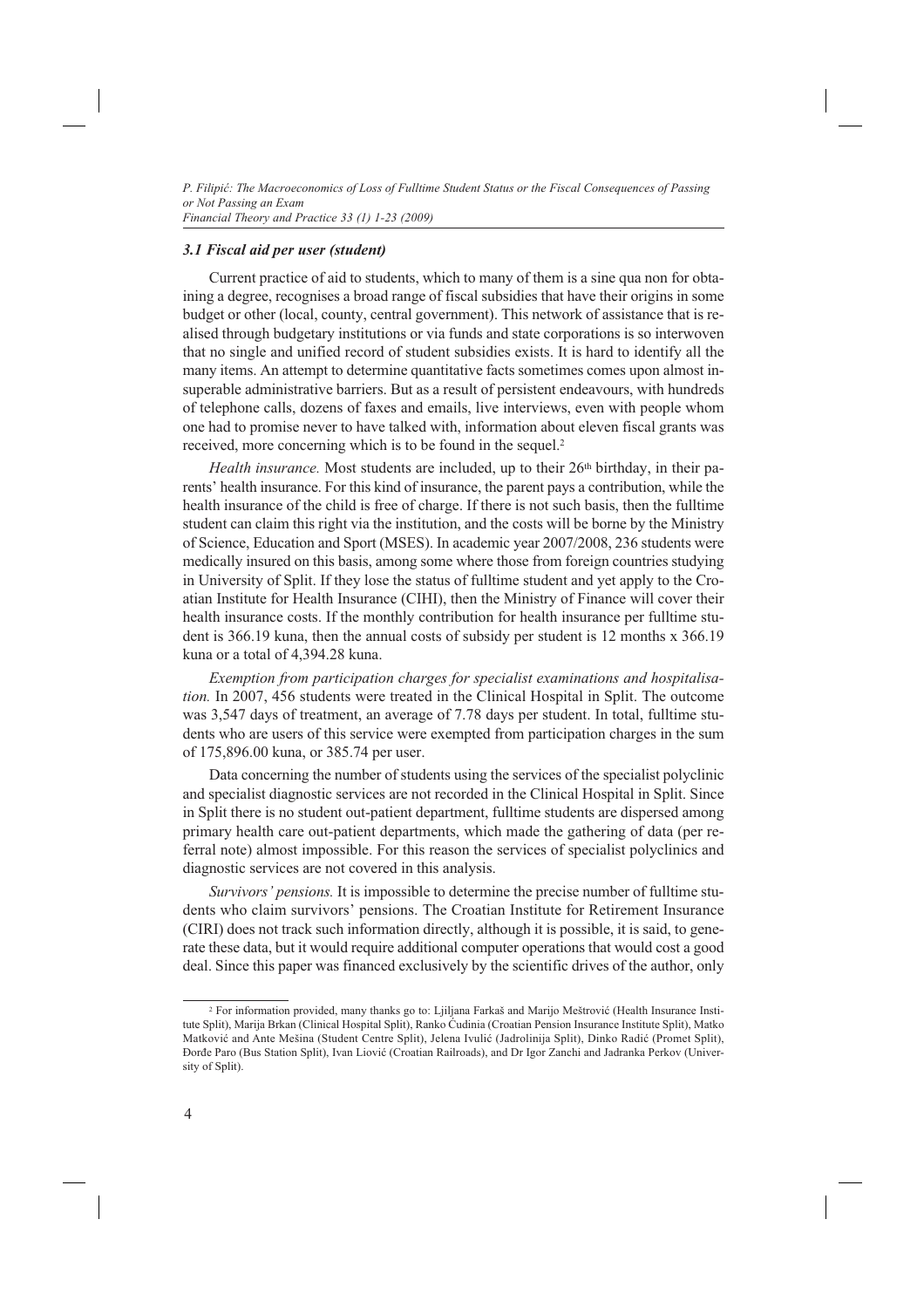### *3.1 Fiscal aid per user (student)*

Current practice of aid to students, which to many of them is a sine qua non for obtaining a degree, recognises a broad range of fiscal subsidies that have their origins in some budget or other (local, county, central government). This network of assistance that is realised through budgetary institutions or via funds and state corporations is so interwoven that no single and unified record of student subsidies exists. It is hard to identify all the many items. An attempt to determine quantitative facts sometimes comes upon almost insuperable administrative barriers. But as a result of persistent endeavours, with hundreds of telephone calls, dozens of faxes and emails, live interviews, even with people whom one had to promise never to have talked with, information about eleven fiscal grants was received, more concerning which is to be found in the sequel.[2]

*Health insurance.* Most students are included, up to their 26th birthday, in their parents' health insurance. For this kind of insurance, the parent pays a contribution, while the health insurance of the child is free of charge. If there is not such basis, then the fulltime student can claim this right via the institution, and the costs will be borne by the Ministry of Science, Education and Sport (MSES). In academic year 2007/2008, 236 students were medically insured on this basis, among some where those from foreign countries studying in University of Split. If they lose the status of fulltime student and yet apply to the Croatian Institute for Health Insurance (CIHI), then the Ministry of Finance will cover their health insurance costs. If the monthly contribution for health insurance per fulltime student is 366.19 kuna, then the annual costs of subsidy per student is 12 months x 366.19 kuna or a total of 4,394.28 kuna.

*Exemption from participation charges for specialist examinations and hospitalisation.* In 2007, 456 students were treated in the Clinical Hospital in Split. The outcome was 3,547 days of treatment, an average of 7.78 days per student. In total, fulltime students who are users of this service were exempted from participation charges in the sum of 175,896.00 kuna, or 385.74 per user.

Data concerning the number of students using the services of the specialist polyclinic and specialist diagnostic services are not recorded in the Clinical Hospital in Split. Since in Split there is no student out-patient department, fulltime students are dispersed among primary health care out-patient departments, which made the gathering of data (per referral note) almost impossible. For this reason the services of specialist polyclinics and diagnostic services are not covered in this analysis.

*Survivors' pensions.* It is impossible to determine the precise number of fulltime students who claim survivors' pensions. The Croatian Institute for Retirement Insurance (CIRI) does not track such information directly, although it is possible, it is said, to generate these data, but it would require additional computer operations that would cost a good deal. Since this paper was financed exclusively by the scientific drives of the author, only

[2] For information provided, many thanks go to: Ljiljana Farkaš and Marijo Meštrović (Health Insurance Institute Split), Marija Brkan (Clinical Hospital Split), Ranko Ćudinia (Croatian Pension Insurance Institute Split), Matko Matković and Ante Mešina (Student Centre Split), Jelena Ivulić (Jadrolinija Split), Dinko Radić (Promet Split), Đorđe Paro (Bus Station Split), Ivan Liović (Croatian Railroads), and Dr Igor Zanchi and Jadranka Perkov (University of Split).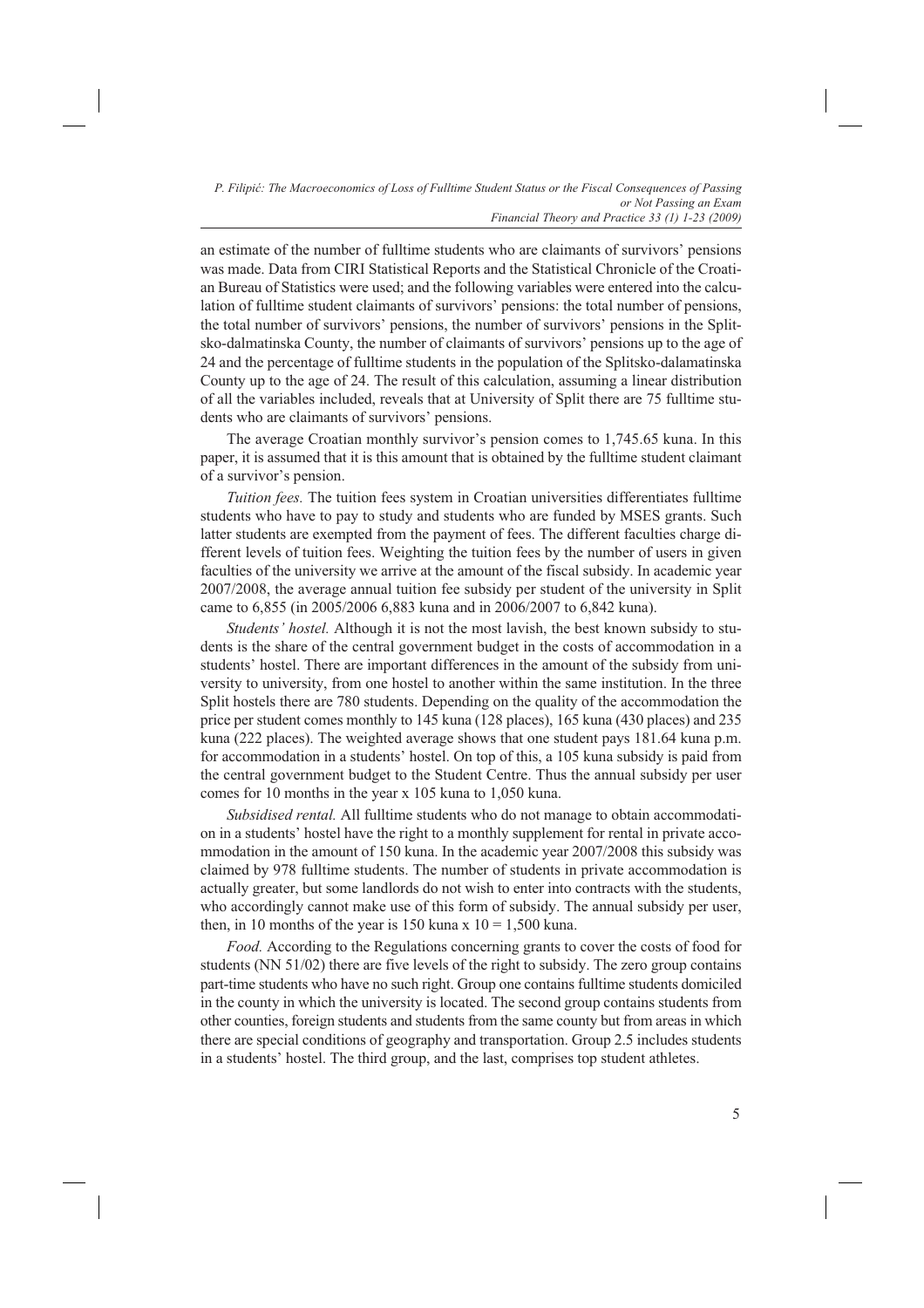an estimate of the number of fulltime students who are claimants of survivors' pensions was made. Data from CIRI Statistical Reports and the Statistical Chronicle of the Croatian Bureau of Statistics were used; and the following variables were entered into the calculation of fulltime student claimants of survivors' pensions: the total number of pensions, the total number of survivors' pensions, the number of survivors' pensions in the Splitsko-dalmatinska County, the number of claimants of survivors' pensions up to the age of 24 and the percentage of fulltime students in the population of the Splitsko-dalamatinska County up to the age of 24. The result of this calculation, assuming a linear distribution of all the variables included, reveals that at University of Split there are 75 fulltime students who are claimants of survivors' pensions.

The average Croatian monthly survivor's pension comes to 1,745.65 kuna. In this paper, it is assumed that it is this amount that is obtained by the fulltime student claimant of a survivor's pension.

*Tuition fees.* The tuition fees system in Croatian universities differentiates fulltime students who have to pay to study and students who are funded by MSES grants. Such latter students are exempted from the payment of fees. The different faculties charge different levels of tuition fees. Weighting the tuition fees by the number of users in given faculties of the university we arrive at the amount of the fiscal subsidy. In academic year 2007/2008, the average annual tuition fee subsidy per student of the university in Split came to 6,855 (in 2005/2006 6,883 kuna and in 2006/2007 to 6,842 kuna).

*Students' hostel.* Although it is not the most lavish, the best known subsidy to students is the share of the central government budget in the costs of accommodation in a students' hostel. There are important differences in the amount of the subsidy from university to university, from one hostel to another within the same institution. In the three Split hostels there are 780 students. Depending on the quality of the accommodation the price per student comes monthly to 145 kuna (128 places), 165 kuna (430 places) and 235 kuna (222 places). The weighted average shows that one student pays 181.64 kuna p.m. for accommodation in a students' hostel. On top of this, a 105 kuna subsidy is paid from the central government budget to the Student Centre. Thus the annual subsidy per user comes for 10 months in the year x 105 kuna to 1,050 kuna.

*Subsidised rental.* All fulltime students who do not manage to obtain accommodation in a students' hostel have the right to a monthly supplement for rental in private accommodation in the amount of 150 kuna. In the academic year 2007/2008 this subsidy was claimed by 978 fulltime students. The number of students in private accommodation is actually greater, but some landlords do not wish to enter into contracts with the students, who accordingly cannot make use of this form of subsidy. The annual subsidy per user, then, in 10 months of the year is 150 kuna x 10 = 1,500 kuna.

*Food.* According to the Regulations concerning grants to cover the costs of food for students (NN 51/02) there are five levels of the right to subsidy. The zero group contains part-time students who have no such right. Group one contains fulltime students domiciled in the county in which the university is located. The second group contains students from other counties, foreign students and students from the same county but from areas in which there are special conditions of geography and transportation. Group 2.5 includes students in a students' hostel. The third group, and the last, comprises top student athletes.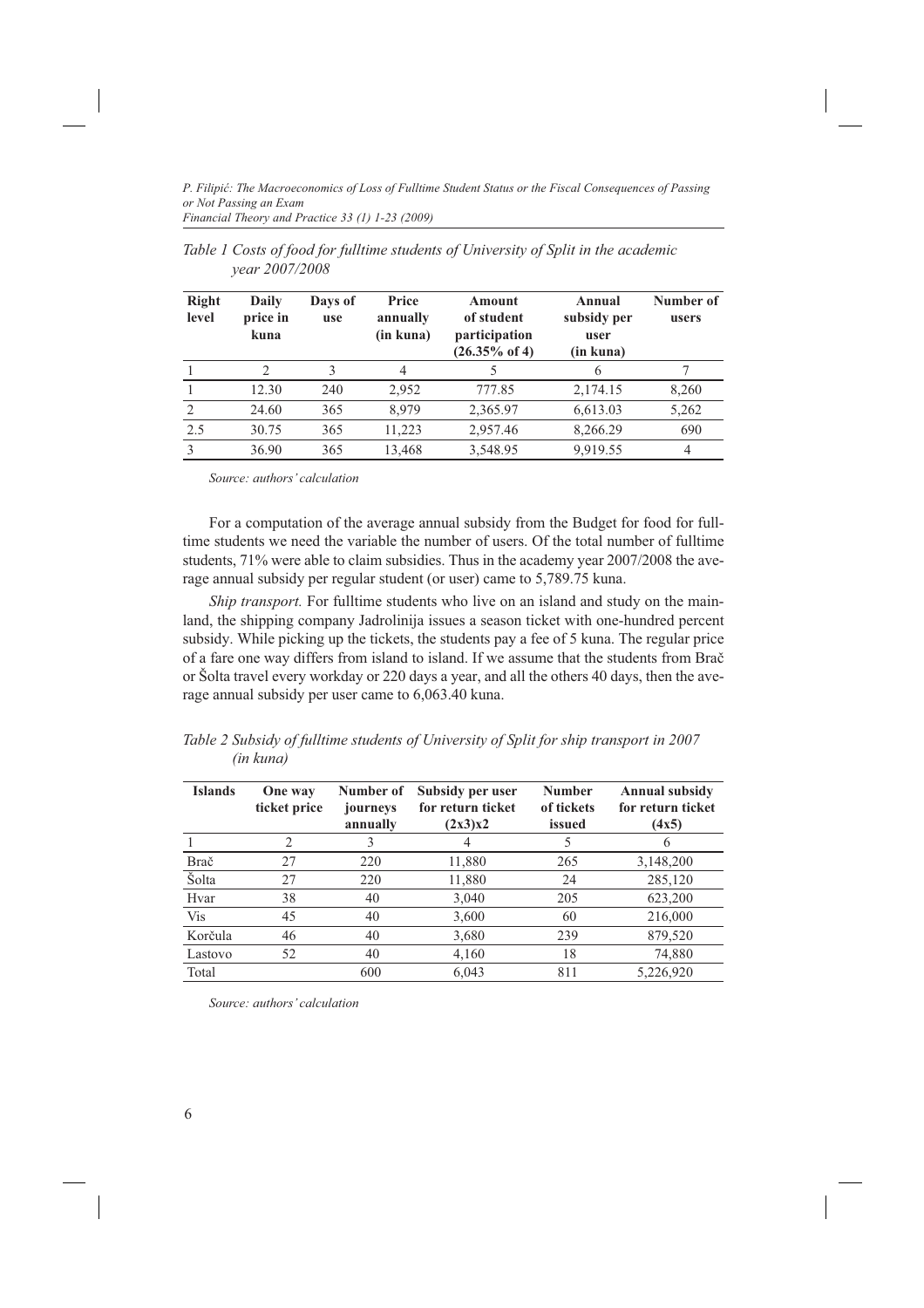*Table 1 Costs of food for fulltime students of University of Split in the academic year 2007/2008*

| Right level | Daily price in kuna | Days of use | Price annually (in kuna) | Amount of student participation (26.35% of 4) | Annual subsidy per user (in kuna) | Number of users |
|---|---|---|---|---|---|---|
| 1 | 2 | 3 | 4 | 5 | 6 | 7 |
| 1 | 12.30 | 240 | 2,952 | 777.85 | 2,174.15 | 8,260 |
| 2 | 24.60 | 365 | 8,979 | 2,365.97 | 6,613.03 | 5,262 |
| 2.5 | 30.75 | 365 | 11,223 | 2,957.46 | 8,266.29 | 690 |
| 3 | 36.90 | 365 | 13,468 | 3,548.95 | 9,919.55 | 4 |

*Source: authors' calculation*

For a computation of the average annual subsidy from the Budget for food for fulltime students we need the variable the number of users. Of the total number of fulltime students, 71% were able to claim subsidies. Thus in the academy year 2007/2008 the average annual subsidy per regular student (or user) came to 5,789.75 kuna.

*Ship transport.* For fulltime students who live on an island and study on the mainland, the shipping company Jadrolinija issues a season ticket with one-hundred percent subsidy. While picking up the tickets, the students pay a fee of 5 kuna. The regular price of a fare one way differs from island to island. If we assume that the students from Brač or Šolta travel every workday or 220 days a year, and all the others 40 days, then the average annual subsidy per user came to 6,063.40 kuna.

*Table 2 Subsidy of fulltime students of University of Split for ship transport in 2007 (in kuna)*

| Islands | One way ticket price | Number of journeys annually | Subsidy per user for return ticket (2x3)x2 | Number of tickets issued | Annual subsidy for return ticket (4x5) |
|---|---|---|---|---|---|
| 1 | 2 | 3 | 4 | 5 | 6 |
| Brač | 27 | 220 | 11,880 | 265 | 3,148,200 |
| Šolta | 27 | 220 | 11,880 | 24 | 285,120 |
| Hvar | 38 | 40 | 3,040 | 205 | 623,200 |
| Vis | 45 | 40 | 3,600 | 60 | 216,000 |
| Korčula | 46 | 40 | 3,680 | 239 | 879,520 |
| Lastovo | 52 | 40 | 4,160 | 18 | 74,880 |
| Total | | 600 | 6,043 | 811 | 5,226,920 |

*Source: authors' calculation*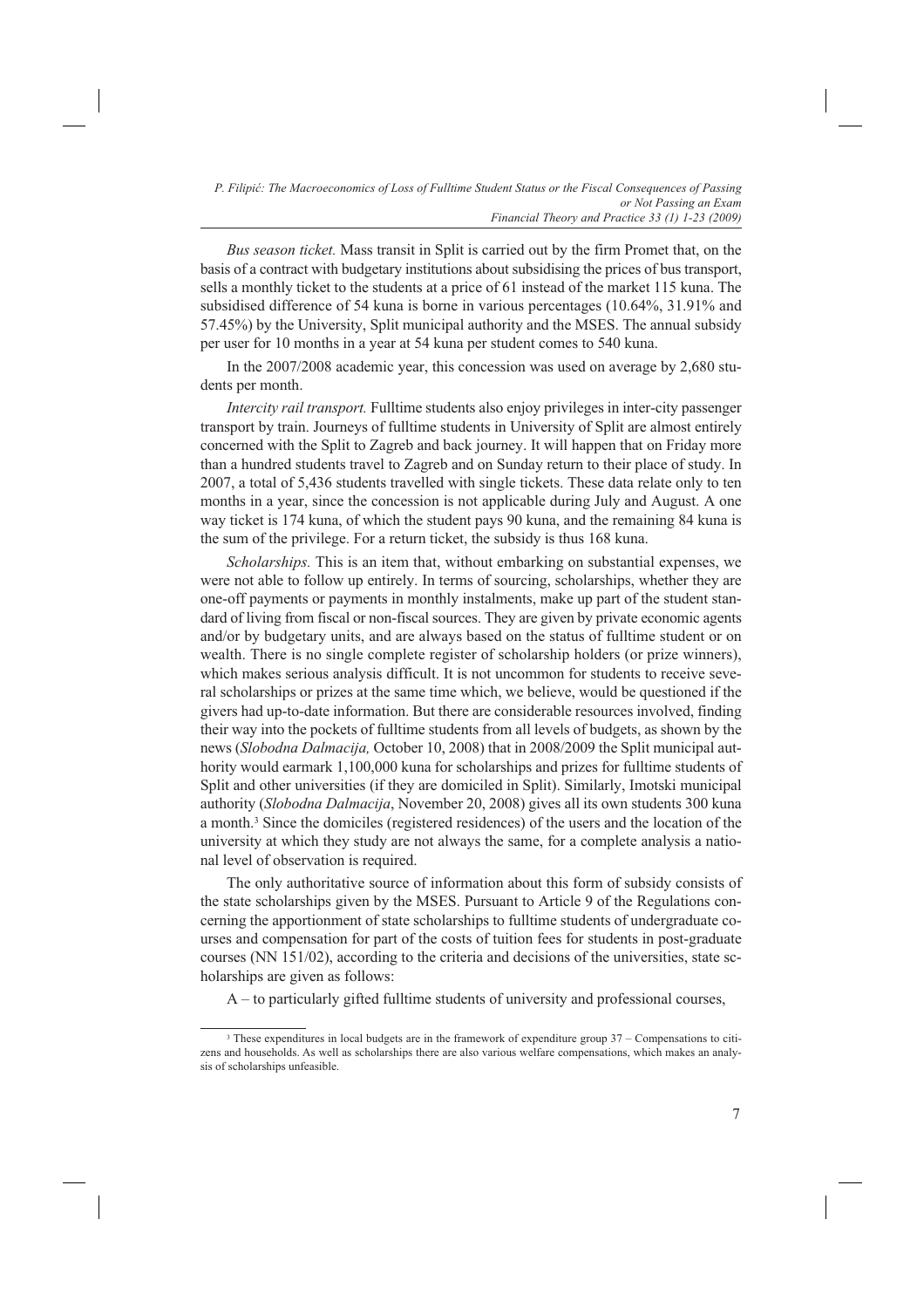*Bus season ticket.* Mass transit in Split is carried out by the firm Promet that, on the basis of a contract with budgetary institutions about subsidising the prices of bus transport, sells a monthly ticket to the students at a price of 61 instead of the market 115 kuna. The subsidised difference of 54 kuna is borne in various percentages (10.64%, 31.91% and 57.45%) by the University, Split municipal authority and the MSES. The annual subsidy per user for 10 months in a year at 54 kuna per student comes to 540 kuna.

In the 2007/2008 academic year, this concession was used on average by 2,680 students per month.

*Intercity rail transport.* Fulltime students also enjoy privileges in inter-city passenger transport by train. Journeys of fulltime students in University of Split are almost entirely concerned with the Split to Zagreb and back journey. It will happen that on Friday more than a hundred students travel to Zagreb and on Sunday return to their place of study. In 2007, a total of 5,436 students travelled with single tickets. These data relate only to ten months in a year, since the concession is not applicable during July and August. A one way ticket is 174 kuna, of which the student pays 90 kuna, and the remaining 84 kuna is the sum of the privilege. For a return ticket, the subsidy is thus 168 kuna.

*Scholarships.* This is an item that, without embarking on substantial expenses, we were not able to follow up entirely. In terms of sourcing, scholarships, whether they are one-off payments or payments in monthly instalments, make up part of the student standard of living from fiscal or non-fiscal sources. They are given by private economic agents and/or by budgetary units, and are always based on the status of fulltime student or on wealth. There is no single complete register of scholarship holders (or prize winners), which makes serious analysis difficult. It is not uncommon for students to receive several scholarships or prizes at the same time which, we believe, would be questioned if the givers had up-to-date information. But there are considerable resources involved, finding their way into the pockets of fulltime students from all levels of budgets, as shown by the news (*Slobodna Dalmacija,* October 10, 2008) that in 2008/2009 the Split municipal authority would earmark 1,100,000 kuna for scholarships and prizes for fulltime students of Split and other universities (if they are domiciled in Split). Similarly, Imotski municipal authority (*Slobodna Dalmacija*, November 20, 2008) gives all its own students 300 kuna a month.[3] Since the domiciles (registered residences) of the users and the location of the university at which they study are not always the same, for a complete analysis a national level of observation is required.

The only authoritative source of information about this form of subsidy consists of the state scholarships given by the MSES. Pursuant to Article 9 of the Regulations concerning the apportionment of state scholarships to fulltime students of undergraduate courses and compensation for part of the costs of tuition fees for students in post-graduate courses (NN 151/02), according to the criteria and decisions of the universities, state scholarships are given as follows:

A – to particularly gifted fulltime students of university and professional courses,

[3] These expenditures in local budgets are in the framework of expenditure group 37 – Compensations to citizens and households. As well as scholarships there are also various welfare compensations, which makes an analysis of scholarships unfeasible.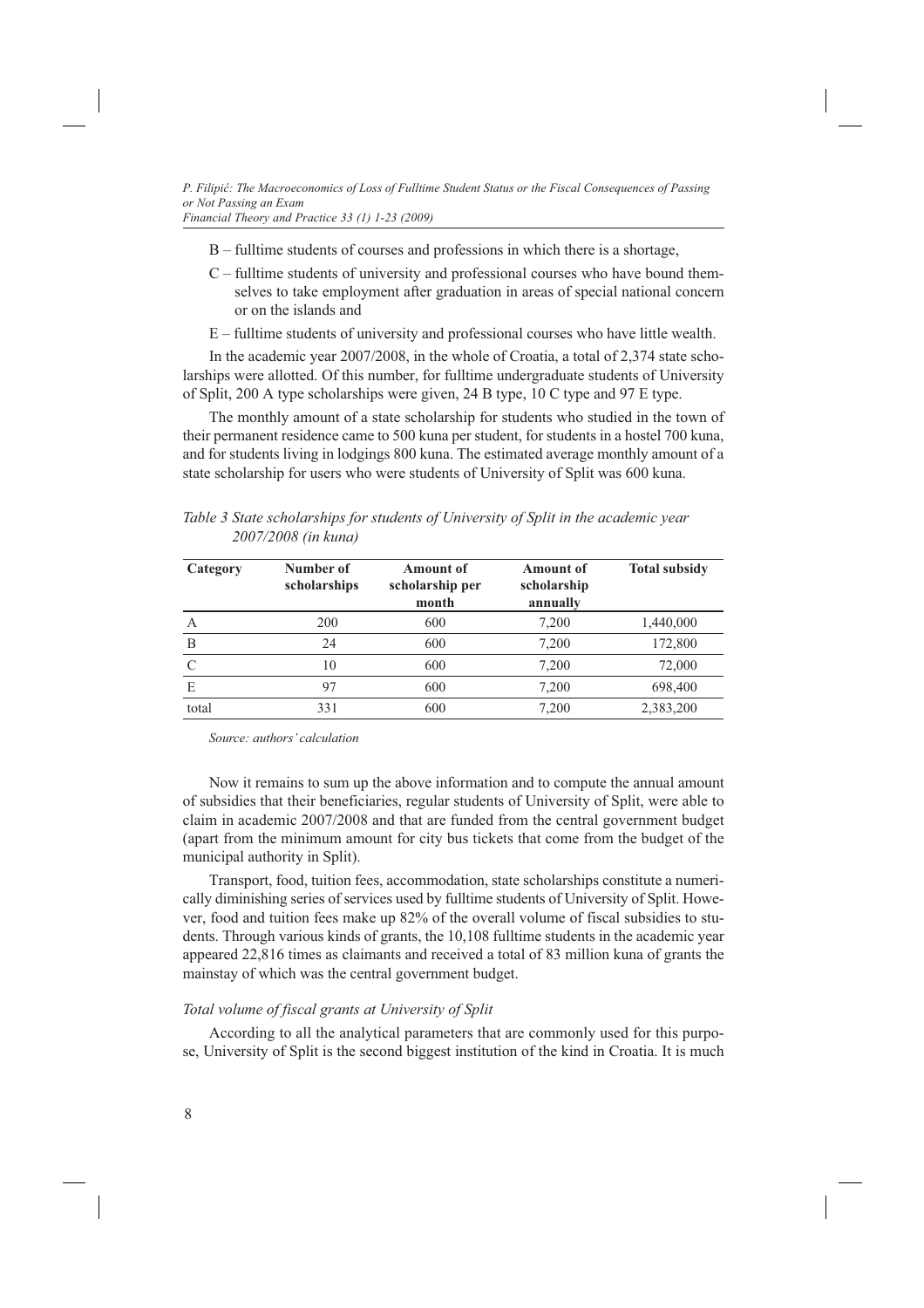- B – fulltime students of courses and professions in which there is a shortage,
- C – fulltime students of university and professional courses who have bound themselves to take employment after graduation in areas of special national concern or on the islands and
- E – fulltime students of university and professional courses who have little wealth.

In the academic year 2007/2008, in the whole of Croatia, a total of 2,374 state scholarships were allotted. Of this number, for fulltime undergraduate students of University of Split, 200 A type scholarships were given, 24 B type, 10 C type and 97 E type.

The monthly amount of a state scholarship for students who studied in the town of their permanent residence came to 500 kuna per student, for students in a hostel 700 kuna, and for students living in lodgings 800 kuna. The estimated average monthly amount of a state scholarship for users who were students of University of Split was 600 kuna.

*Table 3 State scholarships for students of University of Split in the academic year 2007/2008 (in kuna)*

| Category | Number of scholarships | Amount of scholarship per month | Amount of scholarship annually | Total subsidy |
|---|---|---|---|---|
| A | 200 | 600 | 7,200 | 1,440,000 |
| B | 24 | 600 | 7,200 | 172,800 |
| C | 10 | 600 | 7,200 | 72,000 |
| E | 97 | 600 | 7,200 | 698,400 |
| total | 331 | 600 | 7,200 | 2,383,200 |

*Source: authors' calculation*

Now it remains to sum up the above information and to compute the annual amount of subsidies that their beneficiaries, regular students of University of Split, were able to claim in academic 2007/2008 and that are funded from the central government budget (apart from the minimum amount for city bus tickets that come from the budget of the municipal authority in Split).

Transport, food, tuition fees, accommodation, state scholarships constitute a numerically diminishing series of services used by fulltime students of University of Split. However, food and tuition fees make up 82% of the overall volume of fiscal subsidies to students. Through various kinds of grants, the 10,108 fulltime students in the academic year appeared 22,816 times as claimants and received a total of 83 million kuna of grants the mainstay of which was the central government budget.

*Total volume of fiscal grants at University of Split*

According to all the analytical parameters that are commonly used for this purpose, University of Split is the second biggest institution of the kind in Croatia. It is much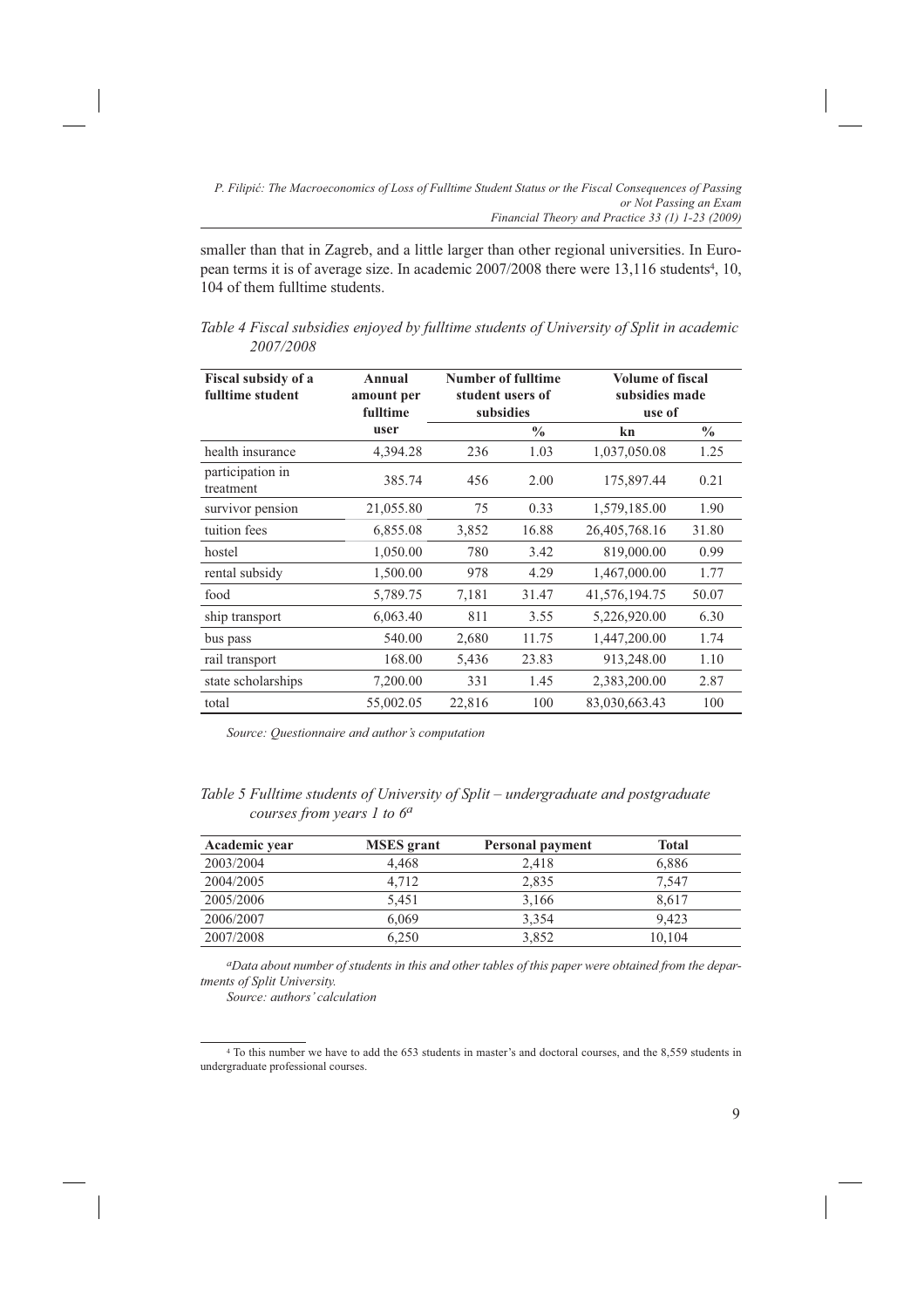smaller than that in Zagreb, and a little larger than other regional universities. In European terms it is of average size. In academic 2007/2008 there were 13,116 students[4], 10, 104 of them fulltime students.

*Table 4 Fiscal subsidies enjoyed by fulltime students of University of Split in academic 2007/2008*

| Fiscal subsidy of a fulltime student | Annual amount per fulltime user | Number of fulltime student users of subsidies | | Volume of fiscal subsidies made use of | |
|---|---|---|---|---|---|
| | | | % | kn | % |
| health insurance | 4,394.28 | 236 | 1.03 | 1,037,050.08 | 1.25 |
| participation in treatment | 385.74 | 456 | 2.00 | 175,897.44 | 0.21 |
| survivor pension | 21,055.80 | 75 | 0.33 | 1,579,185.00 | 1.90 |
| tuition fees | 6,855.08 | 3,852 | 16.88 | 26,405,768.16 | 31.80 |
| hostel | 1,050.00 | 780 | 3.42 | 819,000.00 | 0.99 |
| rental subsidy | 1,500.00 | 978 | 4.29 | 1,467,000.00 | 1.77 |
| food | 5,789.75 | 7,181 | 31.47 | 41,576,194.75 | 50.07 |
| ship transport | 6,063.40 | 811 | 3.55 | 5,226,920.00 | 6.30 |
| bus pass | 540.00 | 2,680 | 11.75 | 1,447,200.00 | 1.74 |
| rail transport | 168.00 | 5,436 | 23.83 | 913,248.00 | 1.10 |
| state scholarships | 7,200.00 | 331 | 1.45 | 2,383,200.00 | 2.87 |
| total | 55,002.05 | 22,816 | 100 | 83,030,663.43 | 100 |

*Source: Questionnaire and author's computation*

*Table 5 Fulltime students of University of Split – undergraduate and postgraduate courses from years 1 to 6*[a]

| Academic year | MSES grant | Personal payment | Total |
|---|---|---|---|
| 2003/2004 | 4,468 | 2,418 | 6,886 |
| 2004/2005 | 4,712 | 2,835 | 7,547 |
| 2005/2006 | 5,451 | 3,166 | 8,617 |
| 2006/2007 | 6,069 | 3,354 | 9,423 |
| 2007/2008 | 6,250 | 3,852 | 10,104 |

[a]*Data about number of students in this and other tables of this paper were obtained from the departments of Split University.*

*Source: authors' calculation*

[4] To this number we have to add the 653 students in master's and doctoral courses, and the 8,559 students in undergraduate professional courses.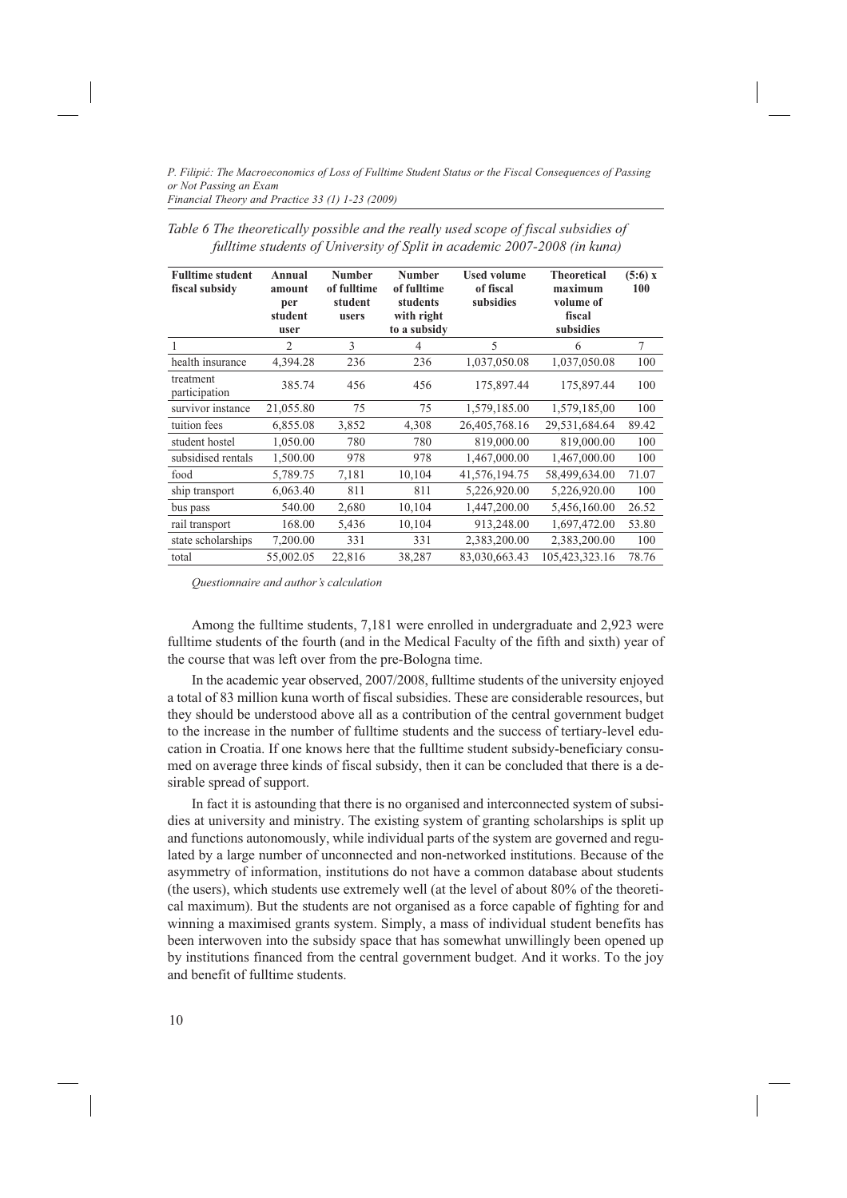*Table 6 The theoretically possible and the really used scope of fiscal subsidies of fulltime students of University of Split in academic 2007-2008 (in kuna)*

| Fulltime student fiscal subsidy | Annual amount per student user | Number of fulltime student users | Number of fulltime students with right to a subsidy | Used volume of fiscal subsidies | Theoretical maximum volume of fiscal subsidies | (5:6) x 100 |
|---|---|---|---|---|---|---|
| 1 | 2 | 3 | 4 | 5 | 6 | 7 |
| health insurance | 4,394.28 | 236 | 236 | 1,037,050.08 | 1,037,050.08 | 100 |
| treatment participation | 385.74 | 456 | 456 | 175,897.44 | 175,897.44 | 100 |
| survivor instance | 21,055.80 | 75 | 75 | 1,579,185.00 | 1,579,185,00 | 100 |
| tuition fees | 6,855.08 | 3,852 | 4,308 | 26,405,768.16 | 29,531,684.64 | 89.42 |
| student hostel | 1,050.00 | 780 | 780 | 819,000.00 | 819,000.00 | 100 |
| subsidised rentals | 1,500.00 | 978 | 978 | 1,467,000.00 | 1,467,000.00 | 100 |
| food | 5,789.75 | 7,181 | 10,104 | 41,576,194.75 | 58,499,634.00 | 71.07 |
| ship transport | 6,063.40 | 811 | 811 | 5,226,920.00 | 5,226,920.00 | 100 |
| bus pass | 540.00 | 2,680 | 10,104 | 1,447,200.00 | 5,456,160.00 | 26.52 |
| rail transport | 168.00 | 5,436 | 10,104 | 913,248.00 | 1,697,472.00 | 53.80 |
| state scholarships | 7,200.00 | 331 | 331 | 2,383,200.00 | 2,383,200.00 | 100 |
| total | 55,002.05 | 22,816 | 38,287 | 83,030,663.43 | 105,423,323.16 | 78.76 |

*Questionnaire and author's calculation*

Among the fulltime students, 7,181 were enrolled in undergraduate and 2,923 were fulltime students of the fourth (and in the Medical Faculty of the fifth and sixth) year of the course that was left over from the pre-Bologna time.

In the academic year observed, 2007/2008, fulltime students of the university enjoyed a total of 83 million kuna worth of fiscal subsidies. These are considerable resources, but they should be understood above all as a contribution of the central government budget to the increase in the number of fulltime students and the success of tertiary-level education in Croatia. If one knows here that the fulltime student subsidy-beneficiary consumed on average three kinds of fiscal subsidy, then it can be concluded that there is a desirable spread of support.

In fact it is astounding that there is no organised and interconnected system of subsidies at university and ministry. The existing system of granting scholarships is split up and functions autonomously, while individual parts of the system are governed and regulated by a large number of unconnected and non-networked institutions. Because of the asymmetry of information, institutions do not have a common database about students (the users), which students use extremely well (at the level of about 80% of the theoretical maximum). But the students are not organised as a force capable of fighting for and winning a maximised grants system. Simply, a mass of individual student benefits has been interwoven into the subsidy space that has somewhat unwillingly been opened up by institutions financed from the central government budget. And it works. To the joy and benefit of fulltime students.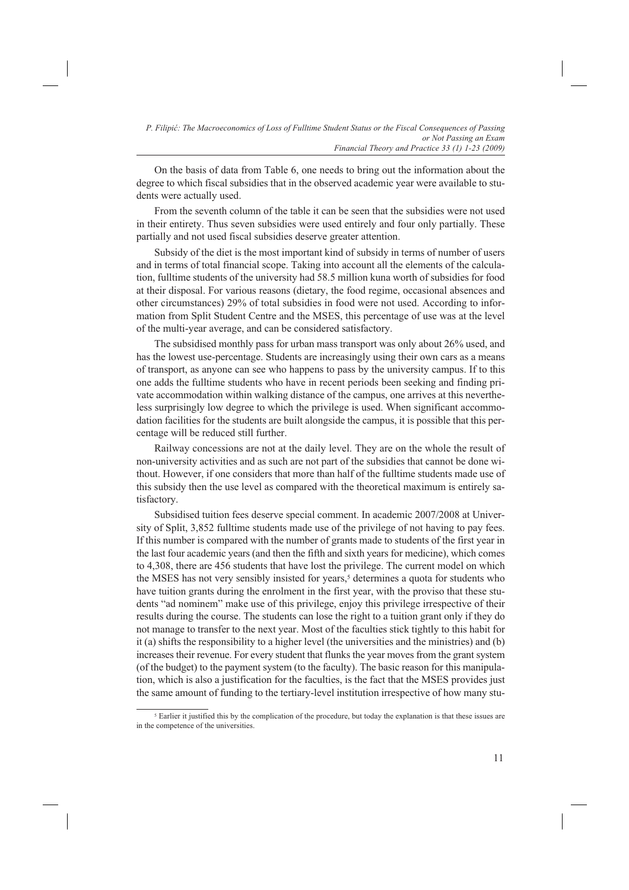On the basis of data from Table 6, one needs to bring out the information about the degree to which fiscal subsidies that in the observed academic year were available to students were actually used.

From the seventh column of the table it can be seen that the subsidies were not used in their entirety. Thus seven subsidies were used entirely and four only partially. These partially and not used fiscal subsidies deserve greater attention.

Subsidy of the diet is the most important kind of subsidy in terms of number of users and in terms of total financial scope. Taking into account all the elements of the calculation, fulltime students of the university had 58.5 million kuna worth of subsidies for food at their disposal. For various reasons (dietary, the food regime, occasional absences and other circumstances) 29% of total subsidies in food were not used. According to information from Split Student Centre and the MSES, this percentage of use was at the level of the multi-year average, and can be considered satisfactory.

The subsidised monthly pass for urban mass transport was only about 26% used, and has the lowest use-percentage. Students are increasingly using their own cars as a means of transport, as anyone can see who happens to pass by the university campus. If to this one adds the fulltime students who have in recent periods been seeking and finding private accommodation within walking distance of the campus, one arrives at this nevertheless surprisingly low degree to which the privilege is used. When significant accommodation facilities for the students are built alongside the campus, it is possible that this percentage will be reduced still further.

Railway concessions are not at the daily level. They are on the whole the result of non-university activities and as such are not part of the subsidies that cannot be done without. However, if one considers that more than half of the fulltime students made use of this subsidy then the use level as compared with the theoretical maximum is entirely satisfactory.

Subsidised tuition fees deserve special comment. In academic 2007/2008 at University of Split, 3,852 fulltime students made use of the privilege of not having to pay fees. If this number is compared with the number of grants made to students of the first year in the last four academic years (and then the fifth and sixth years for medicine), which comes to 4,308, there are 456 students that have lost the privilege. The current model on which the MSES has not very sensibly insisted for years,[5] determines a quota for students who have tuition grants during the enrolment in the first year, with the proviso that these students "ad nominem" make use of this privilege, enjoy this privilege irrespective of their results during the course. The students can lose the right to a tuition grant only if they do not manage to transfer to the next year. Most of the faculties stick tightly to this habit for it (a) shifts the responsibility to a higher level (the universities and the ministries) and (b) increases their revenue. For every student that flunks the year moves from the grant system (of the budget) to the payment system (to the faculty). The basic reason for this manipulation, which is also a justification for the faculties, is the fact that the MSES provides just the same amount of funding to the tertiary-level institution irrespective of how many stu-

[5] Earlier it justified this by the complication of the procedure, but today the explanation is that these issues are in the competence of the universities.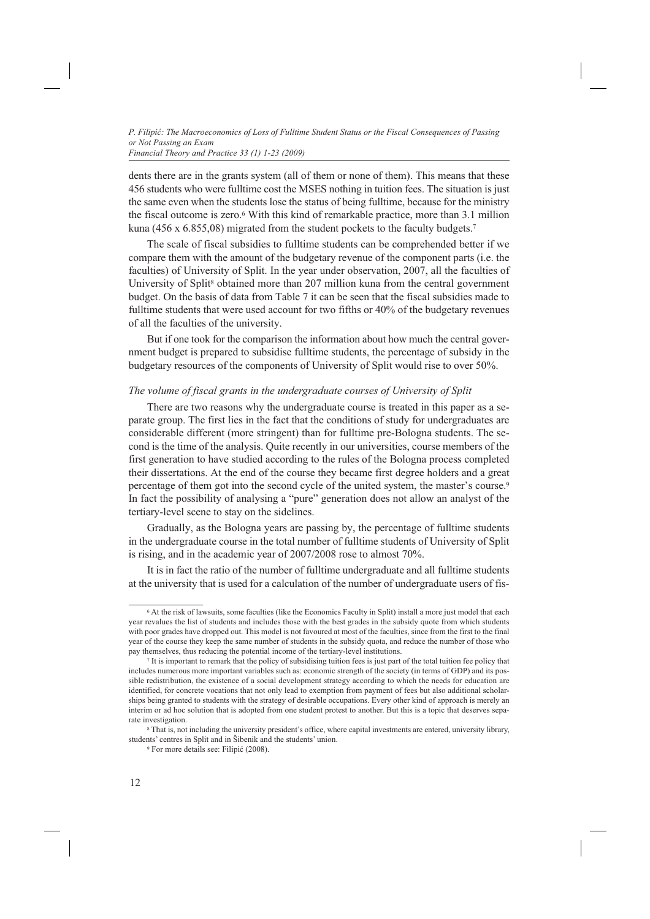dents there are in the grants system (all of them or none of them). This means that these 456 students who were fulltime cost the MSES nothing in tuition fees. The situation is just the same even when the students lose the status of being fulltime, because for the ministry the fiscal outcome is zero.[6] With this kind of remarkable practice, more than 3.1 million kuna (456 x 6.855,08) migrated from the student pockets to the faculty budgets.[7]

The scale of fiscal subsidies to fulltime students can be comprehended better if we compare them with the amount of the budgetary revenue of the component parts (i.e. the faculties) of University of Split. In the year under observation, 2007, all the faculties of University of Split[8] obtained more than 207 million kuna from the central government budget. On the basis of data from Table 7 it can be seen that the fiscal subsidies made to fulltime students that were used account for two fifths or 40% of the budgetary revenues of all the faculties of the university.

But if one took for the comparison the information about how much the central government budget is prepared to subsidise fulltime students, the percentage of subsidy in the budgetary resources of the components of University of Split would rise to over 50%.

### *The volume of fiscal grants in the undergraduate courses of University of Split*

There are two reasons why the undergraduate course is treated in this paper as a separate group. The first lies in the fact that the conditions of study for undergraduates are considerable different (more stringent) than for fulltime pre-Bologna students. The second is the time of the analysis. Quite recently in our universities, course members of the first generation to have studied according to the rules of the Bologna process completed their dissertations. At the end of the course they became first degree holders and a great percentage of them got into the second cycle of the united system, the master's course.[9] In fact the possibility of analysing a "pure" generation does not allow an analyst of the tertiary-level scene to stay on the sidelines.

Gradually, as the Bologna years are passing by, the percentage of fulltime students in the undergraduate course in the total number of fulltime students of University of Split is rising, and in the academic year of 2007/2008 rose to almost 70%.

It is in fact the ratio of the number of fulltime undergraduate and all fulltime students at the university that is used for a calculation of the number of undergraduate users of fis-

---

[6] At the risk of lawsuits, some faculties (like the Economics Faculty in Split) install a more just model that each year revalues the list of students and includes those with the best grades in the subsidy quote from which students with poor grades have dropped out. This model is not favoured at most of the faculties, since from the first to the final year of the course they keep the same number of students in the subsidy quota, and reduce the number of those who pay themselves, thus reducing the potential income of the tertiary-level institutions.

[7] It is important to remark that the policy of subsidising tuition fees is just part of the total tuition fee policy that includes numerous more important variables such as: economic strength of the society (in terms of GDP) and its possible redistribution, the existence of a social development strategy according to which the needs for education are identified, for concrete vocations that not only lead to exemption from payment of fees but also additional scholarships being granted to students with the strategy of desirable occupations. Every other kind of approach is merely an interim or ad hoc solution that is adopted from one student protest to another. But this is a topic that deserves separate investigation.

[8] That is, not including the university president's office, where capital investments are entered, university library, students' centres in Split and in Šibenik and the students' union.

[9] For more details see: Filipić (2008).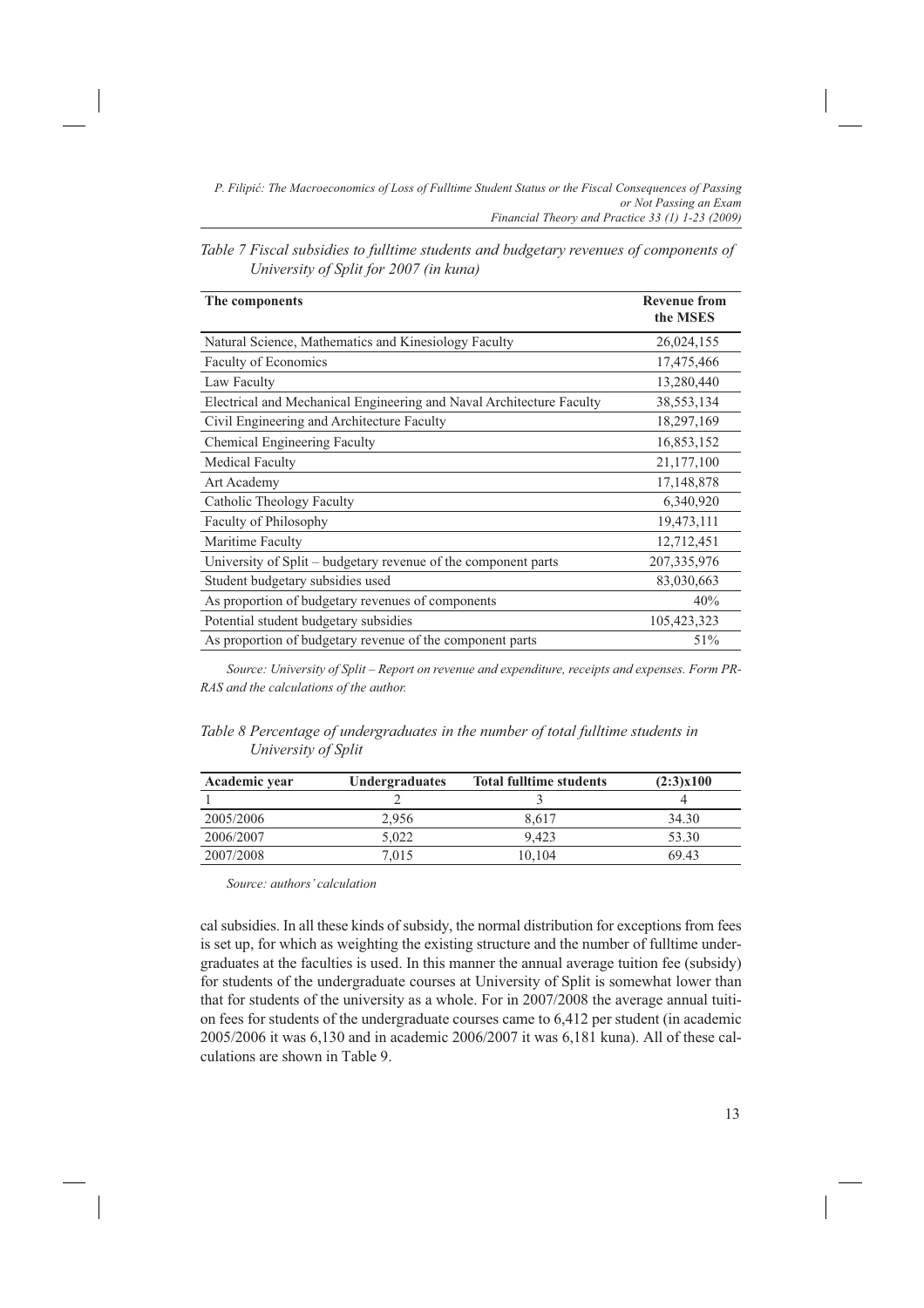*Table 7 Fiscal subsidies to fulltime students and budgetary revenues of components of University of Split for 2007 (in kuna)*

| The components | Revenue from the MSES |
|---|---|
| Natural Science, Mathematics and Kinesiology Faculty | 26,024,155 |
| Faculty of Economics | 17,475,466 |
| Law Faculty | 13,280,440 |
| Electrical and Mechanical Engineering and Naval Architecture Faculty | 38,553,134 |
| Civil Engineering and Architecture Faculty | 18,297,169 |
| Chemical Engineering Faculty | 16,853,152 |
| Medical Faculty | 21,177,100 |
| Art Academy | 17,148,878 |
| Catholic Theology Faculty | 6,340,920 |
| Faculty of Philosophy | 19,473,111 |
| Maritime Faculty | 12,712,451 |
| University of Split – budgetary revenue of the component parts | 207,335,976 |
| Student budgetary subsidies used | 83,030,663 |
| As proportion of budgetary revenues of components | 40% |
| Potential student budgetary subsidies | 105,423,323 |
| As proportion of budgetary revenue of the component parts | 51% |

*Source: University of Split – Report on revenue and expenditure, receipts and expenses. Form PR-RAS and the calculations of the author.*

*Table 8 Percentage of undergraduates in the number of total fulltime students in University of Split*

| Academic year | Undergraduates | Total fulltime students | (2:3)x100 |
|---|---|---|---|
| 1 | 2 | 3 | 4 |
| 2005/2006 | 2,956 | 8,617 | 34.30 |
| 2006/2007 | 5,022 | 9,423 | 53.30 |
| 2007/2008 | 7,015 | 10,104 | 69.43 |

*Source: authors' calculation*

cal subsidies. In all these kinds of subsidy, the normal distribution for exceptions from fees is set up, for which as weighting the existing structure and the number of fulltime undergraduates at the faculties is used. In this manner the annual average tuition fee (subsidy) for students of the undergraduate courses at University of Split is somewhat lower than that for students of the university as a whole. For in 2007/2008 the average annual tuition fees for students of the undergraduate courses came to 6,412 per student (in academic 2005/2006 it was 6,130 and in academic 2006/2007 it was 6,181 kuna). All of these calculations are shown in Table 9.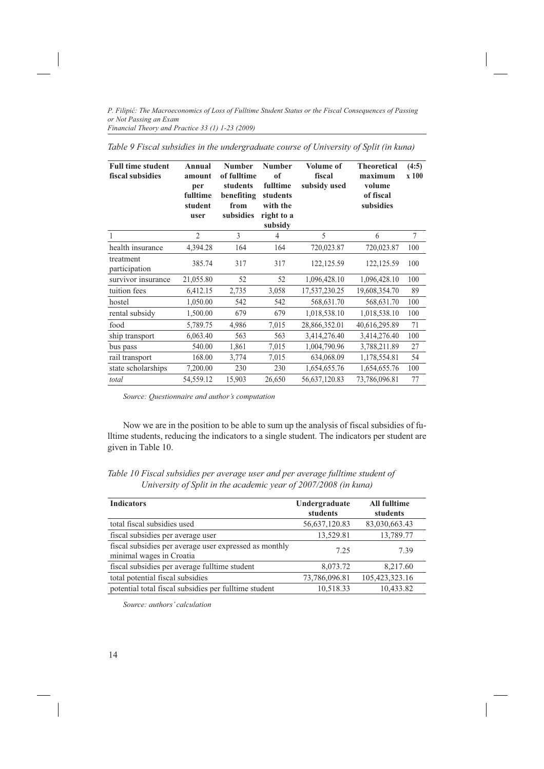*Table 9 Fiscal subsidies in the undergraduate course of University of Split (in kuna)*

| Full time student fiscal subsidies | Annual amount per fulltime student user | Number of fulltime students benefiting from subsidies | Number of fulltime students with the right to a subsidy | Volume of fiscal subsidy used | Theoretical maximum volume of fiscal subsidies | (4:5) x 100 |
|---|---|---|---|---|---|---|
| 1 | 2 | 3 | 4 | 5 | 6 | 7 |
| health insurance | 4,394.28 | 164 | 164 | 720,023.87 | 720,023.87 | 100 |
| treatment participation | 385.74 | 317 | 317 | 122,125.59 | 122,125.59 | 100 |
| survivor insurance | 21,055.80 | 52 | 52 | 1,096,428.10 | 1,096,428.10 | 100 |
| tuition fees | 6,412.15 | 2,735 | 3,058 | 17,537,230.25 | 19,608,354.70 | 89 |
| hostel | 1,050.00 | 542 | 542 | 568,631.70 | 568,631.70 | 100 |
| rental subsidy | 1,500.00 | 679 | 679 | 1,018,538.10 | 1,018,538.10 | 100 |
| food | 5,789.75 | 4,986 | 7,015 | 28,866,352.01 | 40,616,295.89 | 71 |
| ship transport | 6,063.40 | 563 | 563 | 3,414,276.40 | 3,414,276.40 | 100 |
| bus pass | 540.00 | 1,861 | 7,015 | 1,004,790.96 | 3,788,211.89 | 27 |
| rail transport | 168.00 | 3,774 | 7,015 | 634,068.09 | 1,178,554.81 | 54 |
| state scholarships | 7,200.00 | 230 | 230 | 1,654,655.76 | 1,654,655.76 | 100 |
| *total* | 54,559.12 | 15,903 | 26,650 | 56,637,120.83 | 73,786,096.81 | 77 |

*Source: Questionnaire and author's computation*

Now we are in the position to be able to sum up the analysis of fiscal subsidies of fulltime students, reducing the indicators to a single student. The indicators per student are given in Table 10.

*Table 10 Fiscal subsidies per average user and per average fulltime student of University of Split in the academic year of 2007/2008 (in kuna)*

| Indicators | Undergraduate students | All fulltime students |
|---|---|---|
| total fiscal subsidies used | 56,637,120.83 | 83,030,663.43 |
| fiscal subsidies per average user | 13,529.81 | 13,789.77 |
| fiscal subsidies per average user expressed as monthly minimal wages in Croatia | 7.25 | 7.39 |
| fiscal subsidies per average fulltime student | 8,073.72 | 8,217.60 |
| total potential fiscal subsidies | 73,786,096.81 | 105,423,323.16 |
| potential total fiscal subsidies per fulltime student | 10,518.33 | 10,433.82 |

*Source: authors' calculation*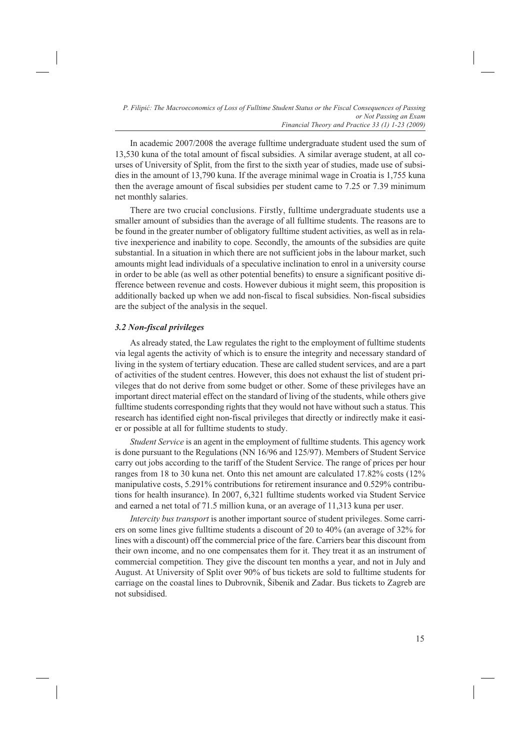In academic 2007/2008 the average fulltime undergraduate student used the sum of 13,530 kuna of the total amount of fiscal subsidies. A similar average student, at all courses of University of Split, from the first to the sixth year of studies, made use of subsidies in the amount of 13,790 kuna. If the average minimal wage in Croatia is 1,755 kuna then the average amount of fiscal subsidies per student came to 7.25 or 7.39 minimum net monthly salaries.

There are two crucial conclusions. Firstly, fulltime undergraduate students use a smaller amount of subsidies than the average of all fulltime students. The reasons are to be found in the greater number of obligatory fulltime student activities, as well as in relative inexperience and inability to cope. Secondly, the amounts of the subsidies are quite substantial. In a situation in which there are not sufficient jobs in the labour market, such amounts might lead individuals of a speculative inclination to enrol in a university course in order to be able (as well as other potential benefits) to ensure a significant positive difference between revenue and costs. However dubious it might seem, this proposition is additionally backed up when we add non-fiscal to fiscal subsidies. Non-fiscal subsidies are the subject of the analysis in the sequel.

### *3.2 Non-fiscal privileges*

As already stated, the Law regulates the right to the employment of fulltime students via legal agents the activity of which is to ensure the integrity and necessary standard of living in the system of tertiary education. These are called student services, and are a part of activities of the student centres. However, this does not exhaust the list of student privileges that do not derive from some budget or other. Some of these privileges have an important direct material effect on the standard of living of the students, while others give fulltime students corresponding rights that they would not have without such a status. This research has identified eight non-fiscal privileges that directly or indirectly make it easier or possible at all for fulltime students to study.

*Student Service* is an agent in the employment of fulltime students. This agency work is done pursuant to the Regulations (NN 16/96 and 125/97). Members of Student Service carry out jobs according to the tariff of the Student Service. The range of prices per hour ranges from 18 to 30 kuna net. Onto this net amount are calculated 17.82% costs (12% manipulative costs, 5.291% contributions for retirement insurance and 0.529% contributions for health insurance). In 2007, 6,321 fulltime students worked via Student Service and earned a net total of 71.5 million kuna, or an average of 11,313 kuna per user.

*Intercity bus transport* is another important source of student privileges. Some carriers on some lines give fulltime students a discount of 20 to 40% (an average of 32% for lines with a discount) off the commercial price of the fare. Carriers bear this discount from their own income, and no one compensates them for it. They treat it as an instrument of commercial competition. They give the discount ten months a year, and not in July and August. At University of Split over 90% of bus tickets are sold to fulltime students for carriage on the coastal lines to Dubrovnik, Šibenik and Zadar. Bus tickets to Zagreb are not subsidised.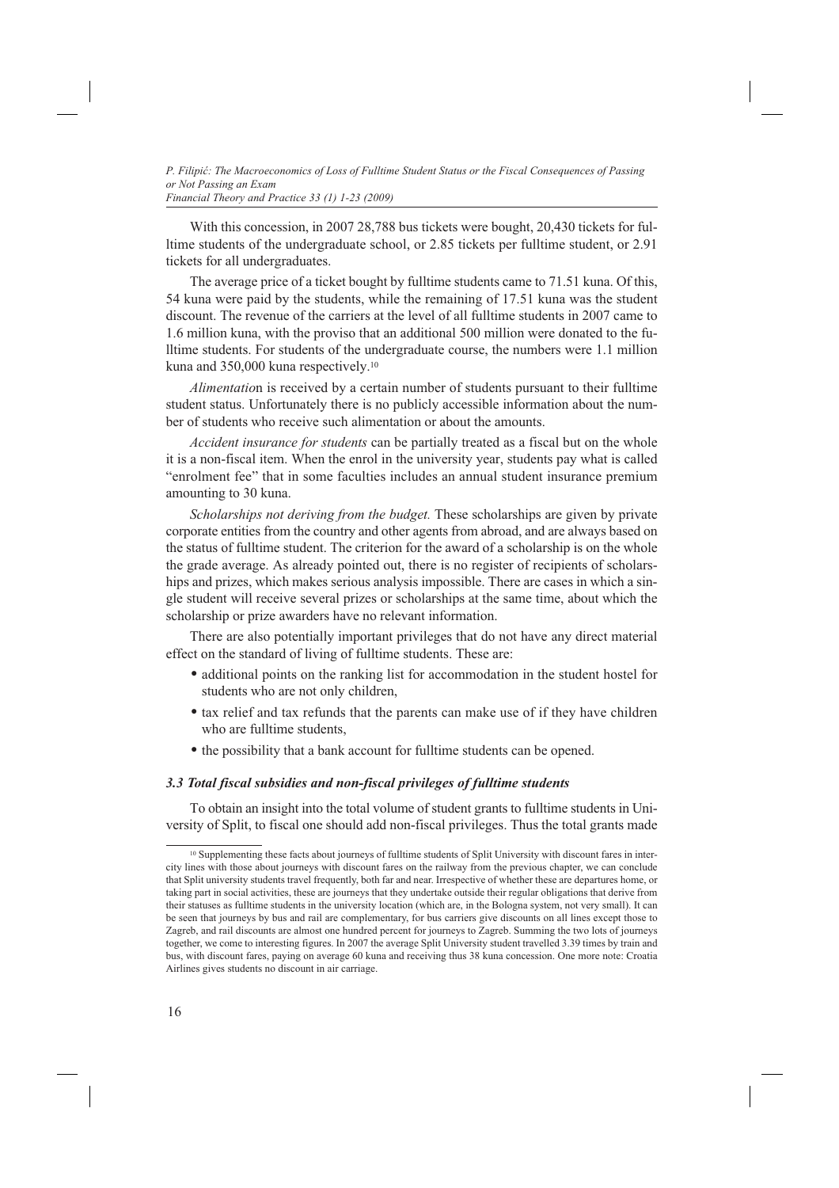With this concession, in 2007 28,788 bus tickets were bought, 20,430 tickets for fulltime students of the undergraduate school, or 2.85 tickets per fulltime student, or 2.91 tickets for all undergraduates.

The average price of a ticket bought by fulltime students came to 71.51 kuna. Of this, 54 kuna were paid by the students, while the remaining of 17.51 kuna was the student discount. The revenue of the carriers at the level of all fulltime students in 2007 came to 1.6 million kuna, with the proviso that an additional 500 million were donated to the fulltime students. For students of the undergraduate course, the numbers were 1.1 million kuna and 350,000 kuna respectively.[10]

*Alimentation* is received by a certain number of students pursuant to their fulltime student status. Unfortunately there is no publicly accessible information about the number of students who receive such alimentation or about the amounts.

*Accident insurance for students* can be partially treated as a fiscal but on the whole it is a non-fiscal item. When the enrol in the university year, students pay what is called "enrolment fee" that in some faculties includes an annual student insurance premium amounting to 30 kuna.

*Scholarships not deriving from the budget.* These scholarships are given by private corporate entities from the country and other agents from abroad, and are always based on the status of fulltime student. The criterion for the award of a scholarship is on the whole the grade average. As already pointed out, there is no register of recipients of scholarships and prizes, which makes serious analysis impossible. There are cases in which a single student will receive several prizes or scholarships at the same time, about which the scholarship or prize awarders have no relevant information.

There are also potentially important privileges that do not have any direct material effect on the standard of living of fulltime students. These are:

- additional points on the ranking list for accommodation in the student hostel for students who are not only children,
- tax relief and tax refunds that the parents can make use of if they have children who are fulltime students,
- the possibility that a bank account for fulltime students can be opened.

### *3.3 Total fiscal subsidies and non-fiscal privileges of fulltime students*

To obtain an insight into the total volume of student grants to fulltime students in University of Split, to fiscal one should add non-fiscal privileges. Thus the total grants made

---

[10] Supplementing these facts about journeys of fulltime students of Split University with discount fares in intercity lines with those about journeys with discount fares on the railway from the previous chapter, we can conclude that Split university students travel frequently, both far and near. Irrespective of whether these are departures home, or taking part in social activities, these are journeys that they undertake outside their regular obligations that derive from their statuses as fulltime students in the university location (which are, in the Bologna system, not very small). It can be seen that journeys by bus and rail are complementary, for bus carriers give discounts on all lines except those to Zagreb, and rail discounts are almost one hundred percent for journeys to Zagreb. Summing the two lots of journeys together, we come to interesting figures. In 2007 the average Split University student travelled 3.39 times by train and bus, with discount fares, paying on average 60 kuna and receiving thus 38 kuna concession. One more note: Croatia Airlines gives students no discount in air carriage.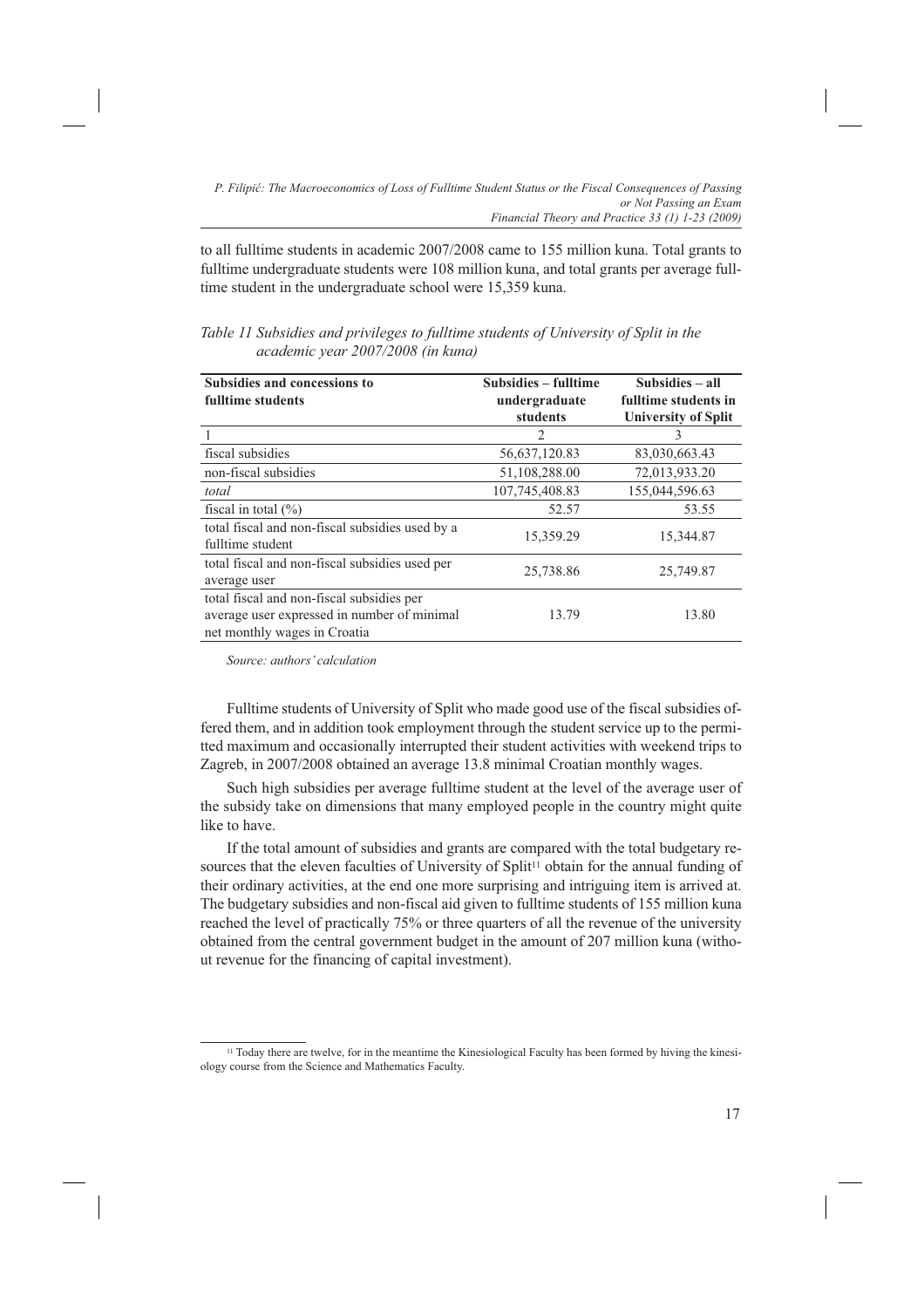to all fulltime students in academic 2007/2008 came to 155 million kuna. Total grants to fulltime undergraduate students were 108 million kuna, and total grants per average fulltime student in the undergraduate school were 15,359 kuna.

*Table 11 Subsidies and privileges to fulltime students of University of Split in the academic year 2007/2008 (in kuna)*

| Subsidies and concessions to fulltime students | Subsidies – fulltime undergraduate students | Subsidies – all fulltime students in University of Split |
|---|---|---|
| 1 | 2 | 3 |
| fiscal subsidies | 56,637,120.83 | 83,030,663.43 |
| non-fiscal subsidies | 51,108,288.00 | 72,013,933.20 |
| *total* | 107,745,408.83 | 155,044,596.63 |
| fiscal in total (%) | 52.57 | 53.55 |
| total fiscal and non-fiscal subsidies used by a fulltime student | 15,359.29 | 15,344.87 |
| total fiscal and non-fiscal subsidies used per average user | 25,738.86 | 25,749.87 |
| total fiscal and non-fiscal subsidies per average user expressed in number of minimal net monthly wages in Croatia | 13.79 | 13.80 |

*Source: authors' calculation*

Fulltime students of University of Split who made good use of the fiscal subsidies offered them, and in addition took employment through the student service up to the permitted maximum and occasionally interrupted their student activities with weekend trips to Zagreb, in 2007/2008 obtained an average 13.8 minimal Croatian monthly wages.

Such high subsidies per average fulltime student at the level of the average user of the subsidy take on dimensions that many employed people in the country might quite like to have.

If the total amount of subsidies and grants are compared with the total budgetary resources that the eleven faculties of University of Split[11] obtain for the annual funding of their ordinary activities, at the end one more surprising and intriguing item is arrived at. The budgetary subsidies and non-fiscal aid given to fulltime students of 155 million kuna reached the level of practically 75% or three quarters of all the revenue of the university obtained from the central government budget in the amount of 207 million kuna (without revenue for the financing of capital investment).

[11] Today there are twelve, for in the meantime the Kinesiological Faculty has been formed by hiving the kinesiology course from the Science and Mathematics Faculty.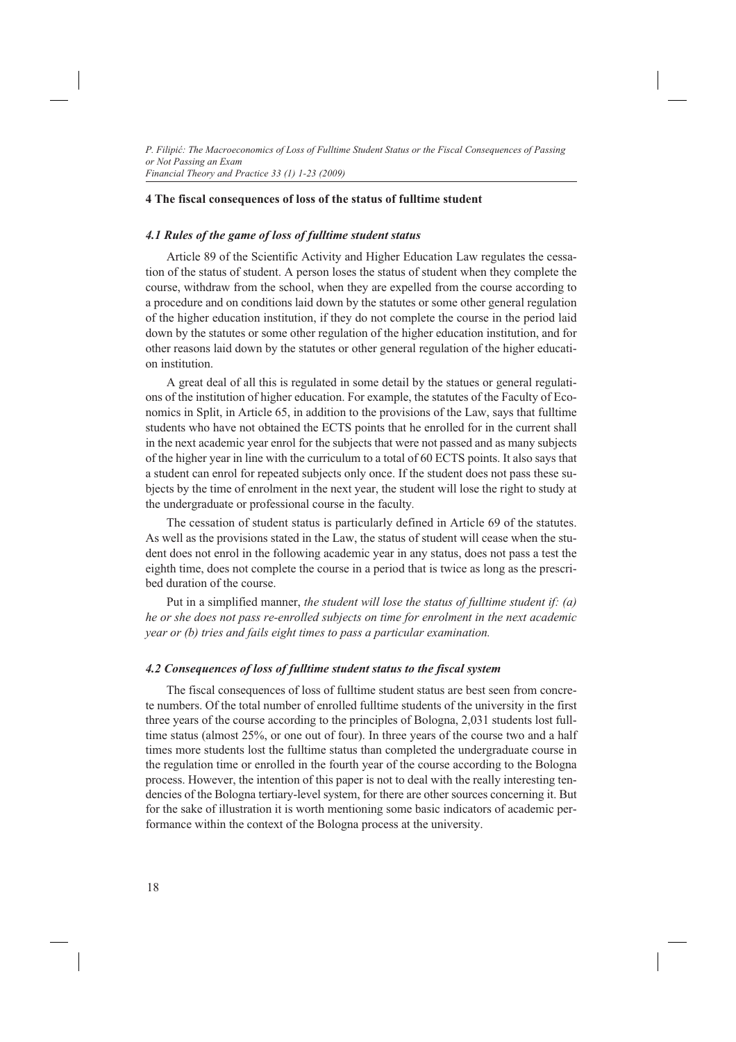## 4 The fiscal consequences of loss of the status of fulltime student

### *4.1 Rules of the game of loss of fulltime student status*

Article 89 of the Scientific Activity and Higher Education Law regulates the cessation of the status of student. A person loses the status of student when they complete the course, withdraw from the school, when they are expelled from the course according to a procedure and on conditions laid down by the statutes or some other general regulation of the higher education institution, if they do not complete the course in the period laid down by the statutes or some other regulation of the higher education institution, and for other reasons laid down by the statutes or other general regulation of the higher education institution.

A great deal of all this is regulated in some detail by the statues or general regulations of the institution of higher education. For example, the statutes of the Faculty of Economics in Split, in Article 65, in addition to the provisions of the Law, says that fulltime students who have not obtained the ECTS points that he enrolled for in the current shall in the next academic year enrol for the subjects that were not passed and as many subjects of the higher year in line with the curriculum to a total of 60 ECTS points. It also says that a student can enrol for repeated subjects only once. If the student does not pass these subjects by the time of enrolment in the next year, the student will lose the right to study at the undergraduate or professional course in the faculty.

The cessation of student status is particularly defined in Article 69 of the statutes. As well as the provisions stated in the Law, the status of student will cease when the student does not enrol in the following academic year in any status, does not pass a test the eighth time, does not complete the course in a period that is twice as long as the prescribed duration of the course.

Put in a simplified manner, *the student will lose the status of fulltime student if: (a) he or she does not pass re-enrolled subjects on time for enrolment in the next academic year or (b) tries and fails eight times to pass a particular examination.*

### *4.2 Consequences of loss of fulltime student status to the fiscal system*

The fiscal consequences of loss of fulltime student status are best seen from concrete numbers. Of the total number of enrolled fulltime students of the university in the first three years of the course according to the principles of Bologna, 2,031 students lost fulltime status (almost 25%, or one out of four). In three years of the course two and a half times more students lost the fulltime status than completed the undergraduate course in the regulation time or enrolled in the fourth year of the course according to the Bologna process. However, the intention of this paper is not to deal with the really interesting tendencies of the Bologna tertiary-level system, for there are other sources concerning it. But for the sake of illustration it is worth mentioning some basic indicators of academic performance within the context of the Bologna process at the university.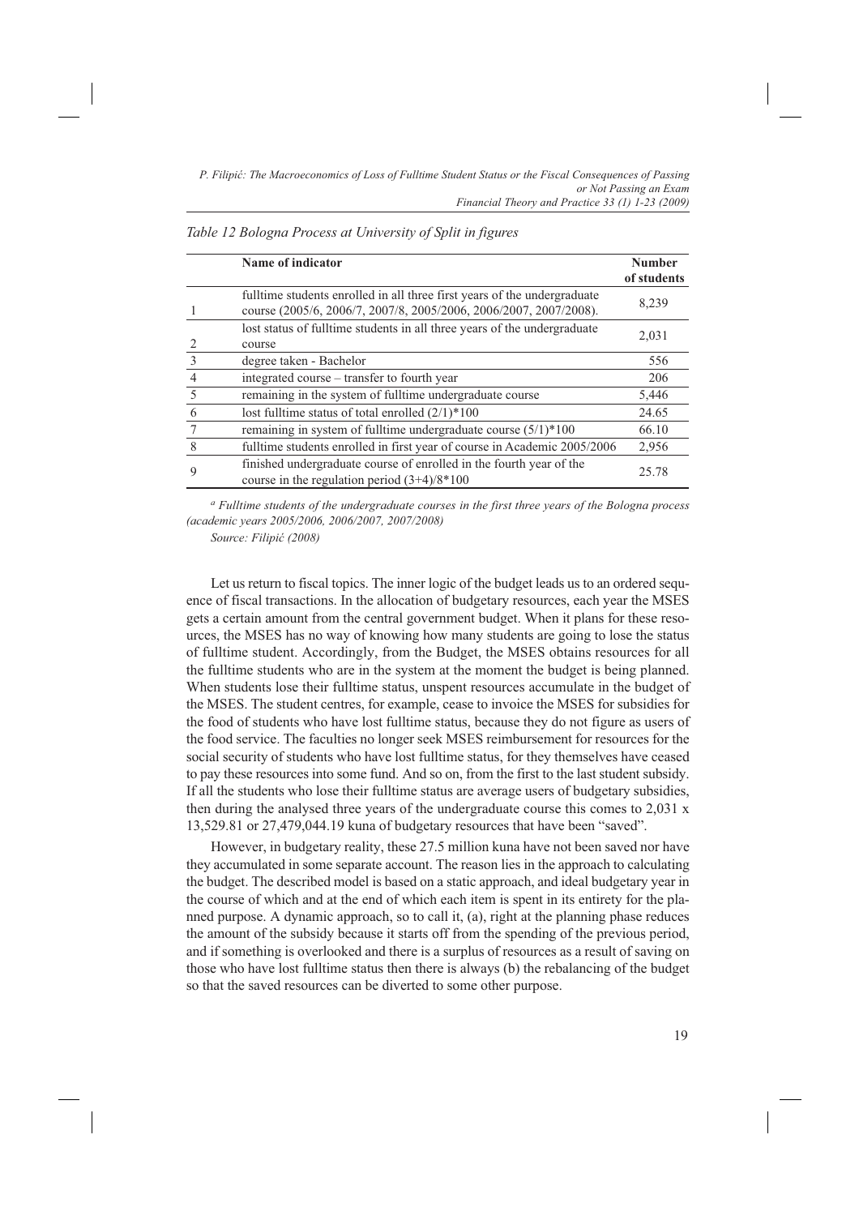*Table 12 Bologna Process at University of Split in figures*

| | Name of indicator | Number of students |
|---|---|---|
| 1 | fulltime students enrolled in all three first years of the undergraduate course (2005/6, 2006/7, 2007/8, 2005/2006, 2006/2007, 2007/2008). | 8,239 |
| 2 | lost status of fulltime students in all three years of the undergraduate course | 2,031 |
| 3 | degree taken - Bachelor | 556 |
| 4 | integrated course – transfer to fourth year | 206 |
| 5 | remaining in the system of fulltime undergraduate course | 5,446 |
| 6 | lost fulltime status of total enrolled (2/1)*100 | 24.65 |
| 7 | remaining in system of fulltime undergraduate course (5/1)*100 | 66.10 |
| 8 | fulltime students enrolled in first year of course in Academic 2005/2006 | 2,956 |
| 9 | finished undergraduate course of enrolled in the fourth year of the course in the regulation period (3+4)/8*100 | 25.78 |

*[a] Fulltime students of the undergraduate courses in the first three years of the Bologna process (academic years 2005/2006, 2006/2007, 2007/2008)*

*Source: Filipić (2008)*

Let us return to fiscal topics. The inner logic of the budget leads us to an ordered sequence of fiscal transactions. In the allocation of budgetary resources, each year the MSES gets a certain amount from the central government budget. When it plans for these resources, the MSES has no way of knowing how many students are going to lose the status of fulltime student. Accordingly, from the Budget, the MSES obtains resources for all the fulltime students who are in the system at the moment the budget is being planned. When students lose their fulltime status, unspent resources accumulate in the budget of the MSES. The student centres, for example, cease to invoice the MSES for subsidies for the food of students who have lost fulltime status, because they do not figure as users of the food service. The faculties no longer seek MSES reimbursement for resources for the social security of students who have lost fulltime status, for they themselves have ceased to pay these resources into some fund. And so on, from the first to the last student subsidy. If all the students who lose their fulltime status are average users of budgetary subsidies, then during the analysed three years of the undergraduate course this comes to 2,031 x 13,529.81 or 27,479,044.19 kuna of budgetary resources that have been "saved".

However, in budgetary reality, these 27.5 million kuna have not been saved nor have they accumulated in some separate account. The reason lies in the approach to calculating the budget. The described model is based on a static approach, and ideal budgetary year in the course of which and at the end of which each item is spent in its entirety for the planned purpose. A dynamic approach, so to call it, (a), right at the planning phase reduces the amount of the subsidy because it starts off from the spending of the previous period, and if something is overlooked and there is a surplus of resources as a result of saving on those who have lost fulltime status then there is always (b) the rebalancing of the budget so that the saved resources can be diverted to some other purpose.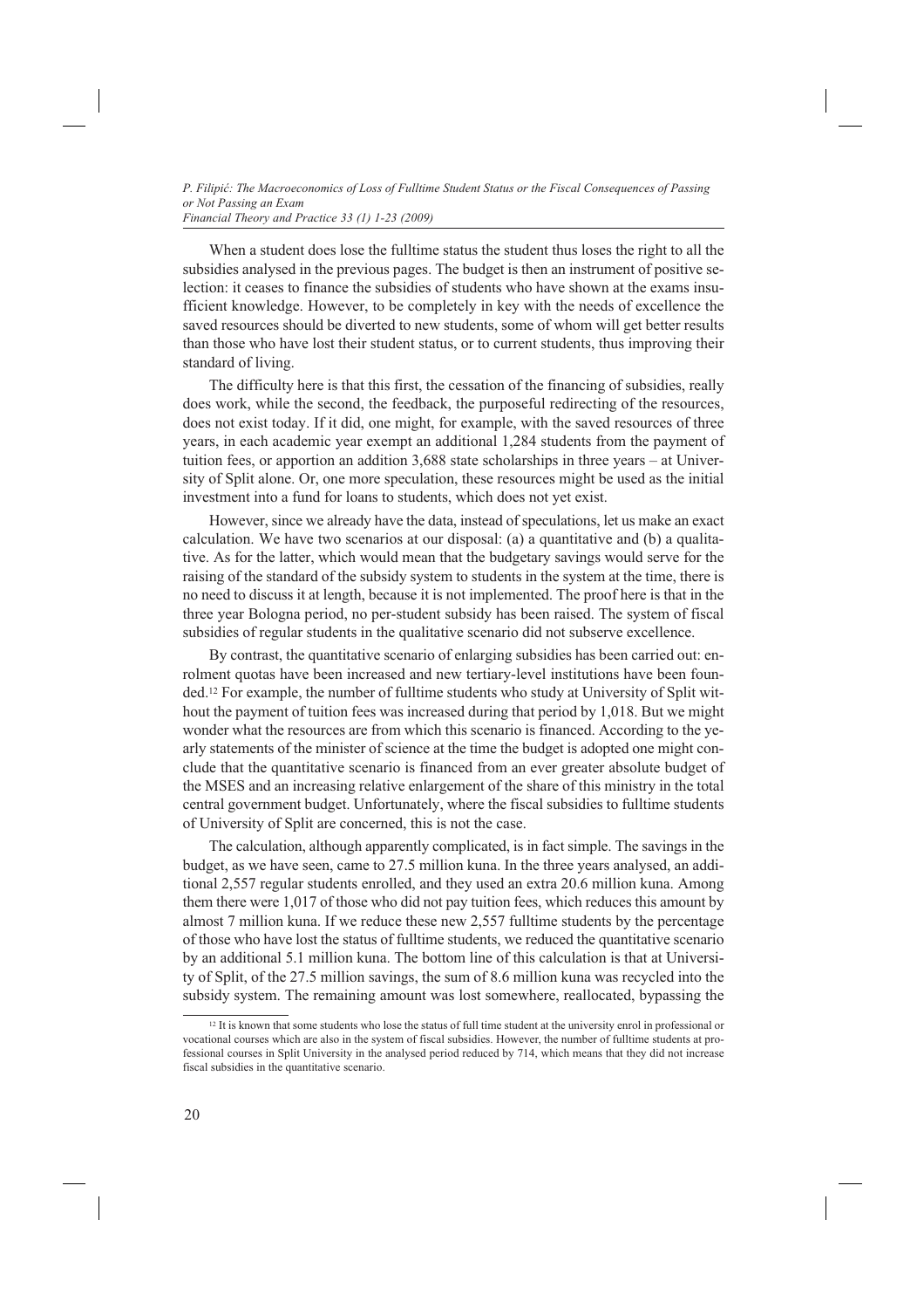When a student does lose the fulltime status the student thus loses the right to all the subsidies analysed in the previous pages. The budget is then an instrument of positive selection: it ceases to finance the subsidies of students who have shown at the exams insufficient knowledge. However, to be completely in key with the needs of excellence the saved resources should be diverted to new students, some of whom will get better results than those who have lost their student status, or to current students, thus improving their standard of living.

The difficulty here is that this first, the cessation of the financing of subsidies, really does work, while the second, the feedback, the purposeful redirecting of the resources, does not exist today. If it did, one might, for example, with the saved resources of three years, in each academic year exempt an additional 1,284 students from the payment of tuition fees, or apportion an addition 3,688 state scholarships in three years – at University of Split alone. Or, one more speculation, these resources might be used as the initial investment into a fund for loans to students, which does not yet exist.

However, since we already have the data, instead of speculations, let us make an exact calculation. We have two scenarios at our disposal: (a) a quantitative and (b) a qualitative. As for the latter, which would mean that the budgetary savings would serve for the raising of the standard of the subsidy system to students in the system at the time, there is no need to discuss it at length, because it is not implemented. The proof here is that in the three year Bologna period, no per-student subsidy has been raised. The system of fiscal subsidies of regular students in the qualitative scenario did not subserve excellence.

By contrast, the quantitative scenario of enlarging subsidies has been carried out: enrolment quotas have been increased and new tertiary-level institutions have been founded.[12] For example, the number of fulltime students who study at University of Split without the payment of tuition fees was increased during that period by 1,018. But we might wonder what the resources are from which this scenario is financed. According to the yearly statements of the minister of science at the time the budget is adopted one might conclude that the quantitative scenario is financed from an ever greater absolute budget of the MSES and an increasing relative enlargement of the share of this ministry in the total central government budget. Unfortunately, where the fiscal subsidies to fulltime students of University of Split are concerned, this is not the case.

The calculation, although apparently complicated, is in fact simple. The savings in the budget, as we have seen, came to 27.5 million kuna. In the three years analysed, an additional 2,557 regular students enrolled, and they used an extra 20.6 million kuna. Among them there were 1,017 of those who did not pay tuition fees, which reduces this amount by almost 7 million kuna. If we reduce these new 2,557 fulltime students by the percentage of those who have lost the status of fulltime students, we reduced the quantitative scenario by an additional 5.1 million kuna. The bottom line of this calculation is that at University of Split, of the 27.5 million savings, the sum of 8.6 million kuna was recycled into the subsidy system. The remaining amount was lost somewhere, reallocated, bypassing the

[12] It is known that some students who lose the status of full time student at the university enrol in professional or vocational courses which are also in the system of fiscal subsidies. However, the number of fulltime students at professional courses in Split University in the analysed period reduced by 714, which means that they did not increase fiscal subsidies in the quantitative scenario.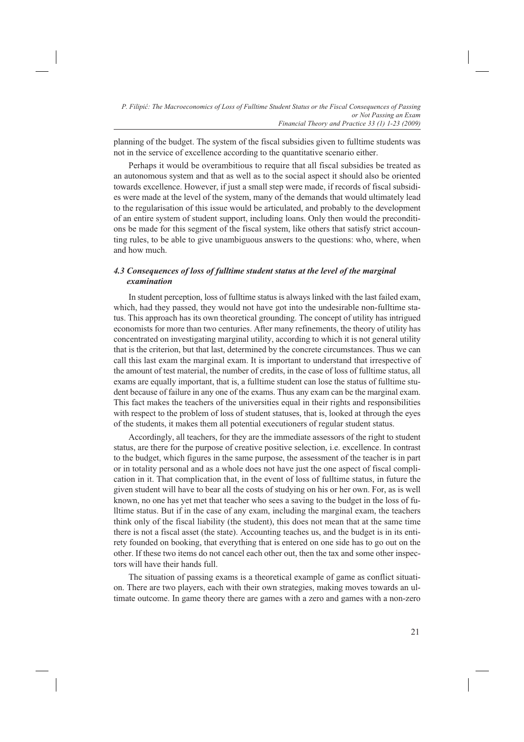planning of the budget. The system of the fiscal subsidies given to fulltime students was not in the service of excellence according to the quantitative scenario either.

Perhaps it would be overambitious to require that all fiscal subsidies be treated as an autonomous system and that as well as to the social aspect it should also be oriented towards excellence. However, if just a small step were made, if records of fiscal subsidies were made at the level of the system, many of the demands that would ultimately lead to the regularisation of this issue would be articulated, and probably to the development of an entire system of student support, including loans. Only then would the preconditions be made for this segment of the fiscal system, like others that satisfy strict accounting rules, to be able to give unambiguous answers to the questions: who, where, when and how much.

### *4.3 Consequences of loss of fulltime student status at the level of the marginal examination*

In student perception, loss of fulltime status is always linked with the last failed exam, which, had they passed, they would not have got into the undesirable non-fulltime status. This approach has its own theoretical grounding. The concept of utility has intrigued economists for more than two centuries. After many refinements, the theory of utility has concentrated on investigating marginal utility, according to which it is not general utility that is the criterion, but that last, determined by the concrete circumstances. Thus we can call this last exam the marginal exam. It is important to understand that irrespective of the amount of test material, the number of credits, in the case of loss of fulltime status, all exams are equally important, that is, a fulltime student can lose the status of fulltime student because of failure in any one of the exams. Thus any exam can be the marginal exam. This fact makes the teachers of the universities equal in their rights and responsibilities with respect to the problem of loss of student statuses, that is, looked at through the eyes of the students, it makes them all potential executioners of regular student status.

Accordingly, all teachers, for they are the immediate assessors of the right to student status, are there for the purpose of creative positive selection, i.e. excellence. In contrast to the budget, which figures in the same purpose, the assessment of the teacher is in part or in totality personal and as a whole does not have just the one aspect of fiscal complication in it. That complication that, in the event of loss of fulltime status, in future the given student will have to bear all the costs of studying on his or her own. For, as is well known, no one has yet met that teacher who sees a saving to the budget in the loss of fulltime status. But if in the case of any exam, including the marginal exam, the teachers think only of the fiscal liability (the student), this does not mean that at the same time there is not a fiscal asset (the state). Accounting teaches us, and the budget is in its entirety founded on booking, that everything that is entered on one side has to go out on the other. If these two items do not cancel each other out, then the tax and some other inspectors will have their hands full.

The situation of passing exams is a theoretical example of game as conflict situation. There are two players, each with their own strategies, making moves towards an ultimate outcome. In game theory there are games with a zero and games with a non-zero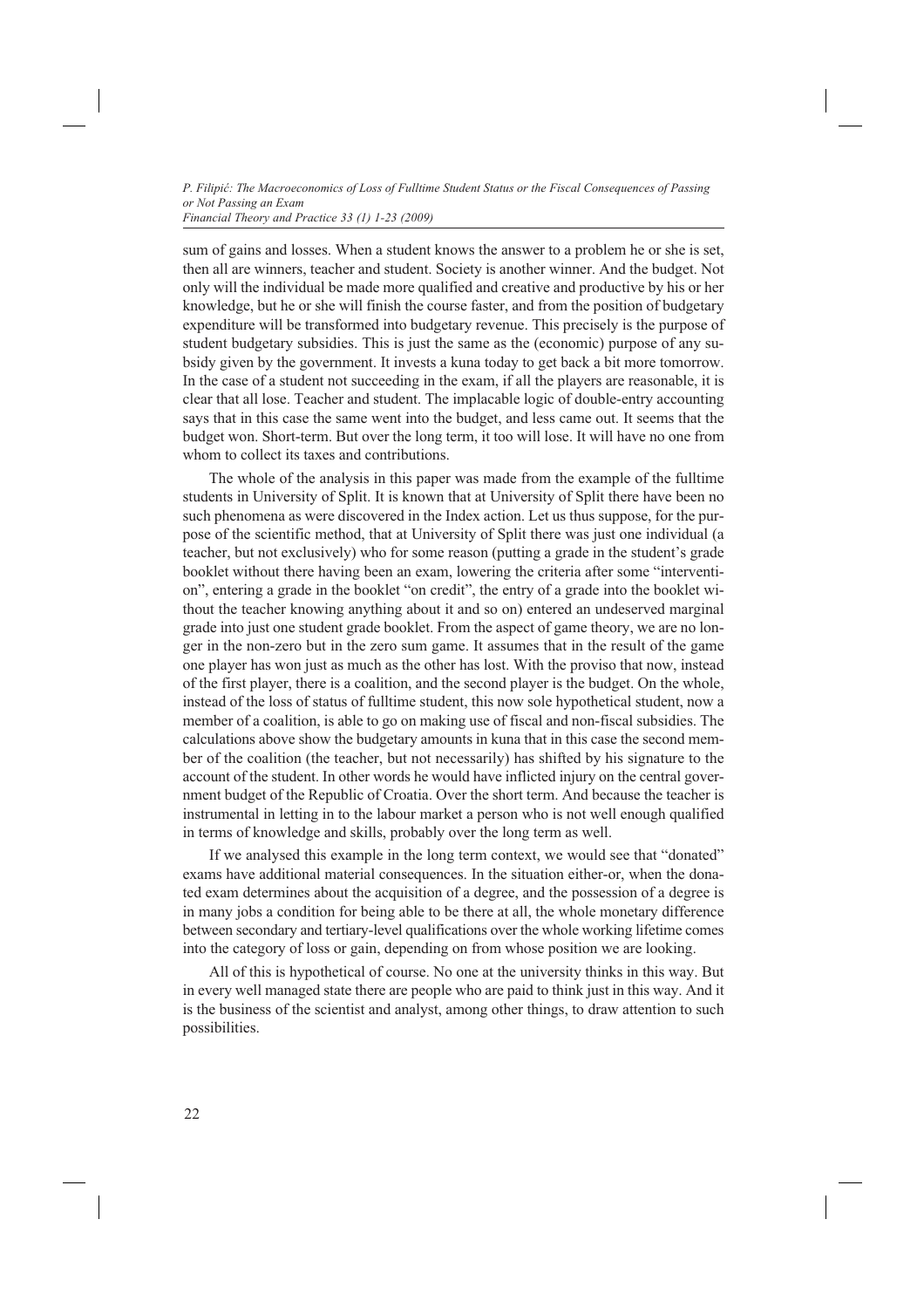sum of gains and losses. When a student knows the answer to a problem he or she is set, then all are winners, teacher and student. Society is another winner. And the budget. Not only will the individual be made more qualified and creative and productive by his or her knowledge, but he or she will finish the course faster, and from the position of budgetary expenditure will be transformed into budgetary revenue. This precisely is the purpose of student budgetary subsidies. This is just the same as the (economic) purpose of any subsidy given by the government. It invests a kuna today to get back a bit more tomorrow. In the case of a student not succeeding in the exam, if all the players are reasonable, it is clear that all lose. Teacher and student. The implacable logic of double-entry accounting says that in this case the same went into the budget, and less came out. It seems that the budget won. Short-term. But over the long term, it too will lose. It will have no one from whom to collect its taxes and contributions.

The whole of the analysis in this paper was made from the example of the fulltime students in University of Split. It is known that at University of Split there have been no such phenomena as were discovered in the Index action. Let us thus suppose, for the purpose of the scientific method, that at University of Split there was just one individual (a teacher, but not exclusively) who for some reason (putting a grade in the student's grade booklet without there having been an exam, lowering the criteria after some "intervention", entering a grade in the booklet "on credit", the entry of a grade into the booklet without the teacher knowing anything about it and so on) entered an undeserved marginal grade into just one student grade booklet. From the aspect of game theory, we are no longer in the non-zero but in the zero sum game. It assumes that in the result of the game one player has won just as much as the other has lost. With the proviso that now, instead of the first player, there is a coalition, and the second player is the budget. On the whole, instead of the loss of status of fulltime student, this now sole hypothetical student, now a member of a coalition, is able to go on making use of fiscal and non-fiscal subsidies. The calculations above show the budgetary amounts in kuna that in this case the second member of the coalition (the teacher, but not necessarily) has shifted by his signature to the account of the student. In other words he would have inflicted injury on the central government budget of the Republic of Croatia. Over the short term. And because the teacher is instrumental in letting in to the labour market a person who is not well enough qualified in terms of knowledge and skills, probably over the long term as well.

If we analysed this example in the long term context, we would see that "donated" exams have additional material consequences. In the situation either-or, when the donated exam determines about the acquisition of a degree, and the possession of a degree is in many jobs a condition for being able to be there at all, the whole monetary difference between secondary and tertiary-level qualifications over the whole working lifetime comes into the category of loss or gain, depending on from whose position we are looking.

All of this is hypothetical of course. No one at the university thinks in this way. But in every well managed state there are people who are paid to think just in this way. And it is the business of the scientist and analyst, among other things, to draw attention to such possibilities.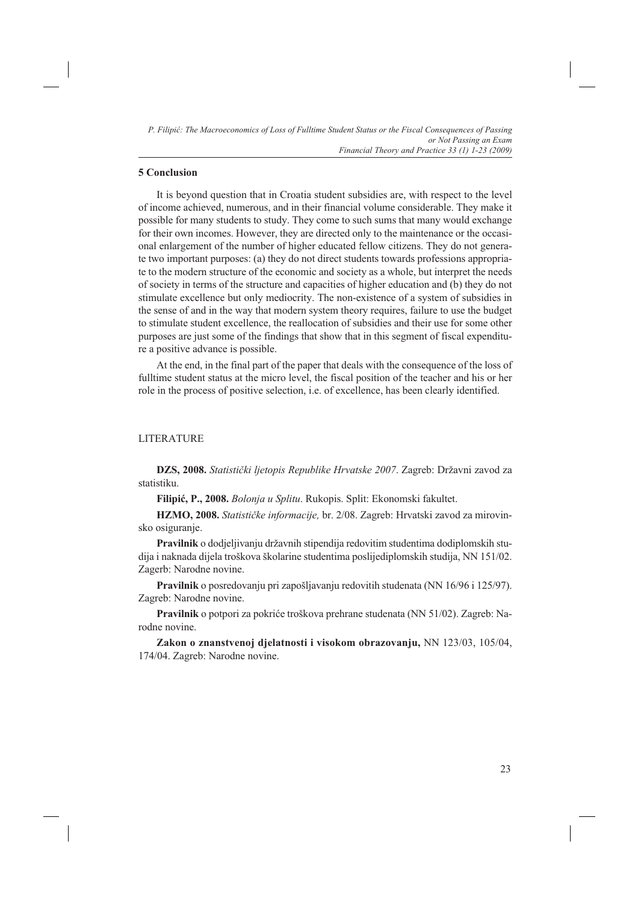## 5 Conclusion

It is beyond question that in Croatia student subsidies are, with respect to the level of income achieved, numerous, and in their financial volume considerable. They make it possible for many students to study. They come to such sums that many would exchange for their own incomes. However, they are directed only to the maintenance or the occasional enlargement of the number of higher educated fellow citizens. They do not generate two important purposes: (a) they do not direct students towards professions appropriate to the modern structure of the economic and society as a whole, but interpret the needs of society in terms of the structure and capacities of higher education and (b) they do not stimulate excellence but only mediocrity. The non-existence of a system of subsidies in the sense of and in the way that modern system theory requires, failure to use the budget to stimulate student excellence, the reallocation of subsidies and their use for some other purposes are just some of the findings that show that in this segment of fiscal expenditure a positive advance is possible.

At the end, in the final part of the paper that deals with the consequence of the loss of fulltime student status at the micro level, the fiscal position of the teacher and his or her role in the process of positive selection, i.e. of excellence, has been clearly identified.

## LITERATURE

**DZS, 2008.** *Statistički ljetopis Republike Hrvatske 2007*. Zagreb: Državni zavod za statistiku.

**Filipić, P., 2008.** *Bolonja u Splitu*. Rukopis. Split: Ekonomski fakultet.

**HZMO, 2008.** *Statističke informacije,* br. 2/08. Zagreb: Hrvatski zavod za mirovinsko osiguranje.

**Pravilnik** o dodjeljivanju državnih stipendija redovitim studentima dodiplomskih studija i naknada dijela troškova školarine studentima poslijediplomskih studija, NN 151/02. Zagerb: Narodne novine.

**Pravilnik** o posredovanju pri zapošljavanju redovitih studenata (NN 16/96 i 125/97). Zagreb: Narodne novine.

**Pravilnik** o potpori za pokriće troškova prehrane studenata (NN 51/02). Zagreb: Narodne novine.

**Zakon o znanstvenoj djelatnosti i visokom obrazovanju,** NN 123/03, 105/04, 174/04. Zagreb: Narodne novine.